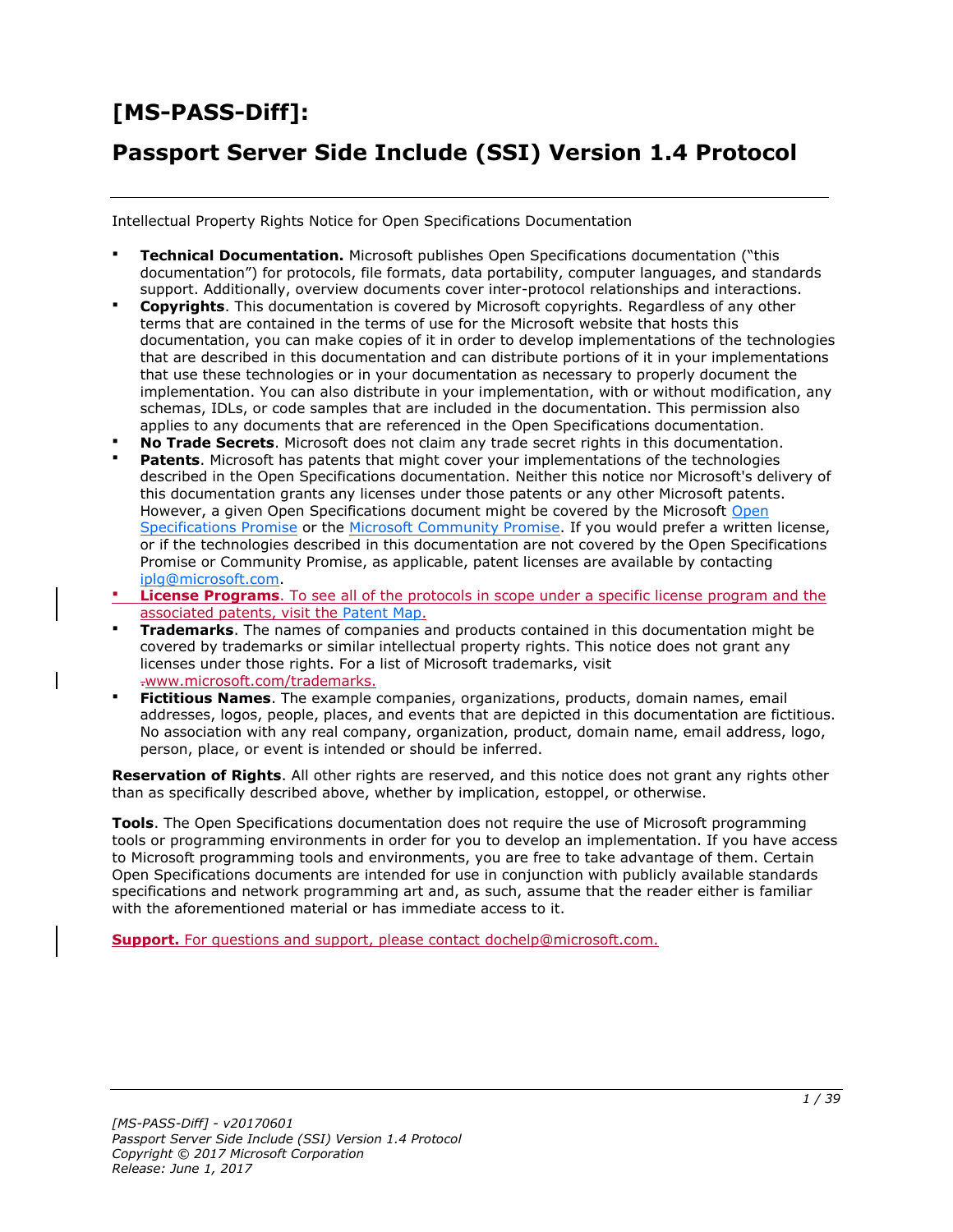# [MS-PASS-Diff]:

# Passport Server Side Include (SSI) Version 1.4 Protocol

Intellectual Property Rights Notice for Open Specifications Documentation

- **Technical Documentation.** Microsoft publishes Open Specifications documentation ("this documentation") for protocols, file formats, data portability, computer languages, and standards support. Additionally, overview documents cover inter-protocol relationships and interactions.
- **Copyrights**. This documentation is covered by Microsoft copyrights. Regardless of any other terms that are contained in the terms of use for the Microsoft website that hosts this documentation, you can make copies of it in order to develop implementations of the technologies that are described in this documentation and can distribute portions of it in your implementations that use these technologies or in your documentation as necessary to properly document the implementation. You can also distribute in your implementation, with or without modification, any schemas, IDLs, or code samples that are included in the documentation. This permission also applies to any documents that are referenced in the Open Specifications documentation.
- **No Trade Secrets**. Microsoft does not claim any trade secret rights in this documentation.
- **Patents**. Microsoft has patents that might cover your implementations of the technologies described in the Open Specifications documentation. Neither this notice nor Microsoft's delivery of this documentation grants any licenses under those patents or any other Microsoft patents. However, a given Open Specifications document might be covered by the Microsoft Open Specifications Promise or the Microsoft Community Promise. If you would prefer a written license, or if the technologies described in this documentation are not covered by the Open Specifications Promise or Community Promise, as applicable, patent licenses are available by contacting iplg@microsoft.com.
- **License Programs**. To see all of the protocols in scope under a specific license program and the associated patents, visit the Patent Map.
- **Trademarks**. The names of companies and products contained in this documentation might be covered by trademarks or similar intellectual property rights. This notice does not grant any licenses under those rights. For a list of Microsoft trademarks, visit www.microsoft.com/trademarks.
- **Fictitious Names**. The example companies, organizations, products, domain names, email addresses, logos, people, places, and events that are depicted in this documentation are fictitious. No association with any real company, organization, product, domain name, email address, logo, person, place, or event is intended or should be inferred.

**Reservation of Rights**. All other rights are reserved, and this notice does not grant any rights other than as specifically described above, whether by implication, estoppel, or otherwise.

**Tools**. The Open Specifications documentation does not require the use of Microsoft programming tools or programming environments in order for you to develop an implementation. If you have access to Microsoft programming tools and environments, you are free to take advantage of them. Certain Open Specifications documents are intended for use in conjunction with publicly available standards specifications and network programming art and, as such, assume that the reader either is familiar with the aforementioned material or has immediate access to it.

**Support.** For questions and support, please contact dochelp@microsoft.com.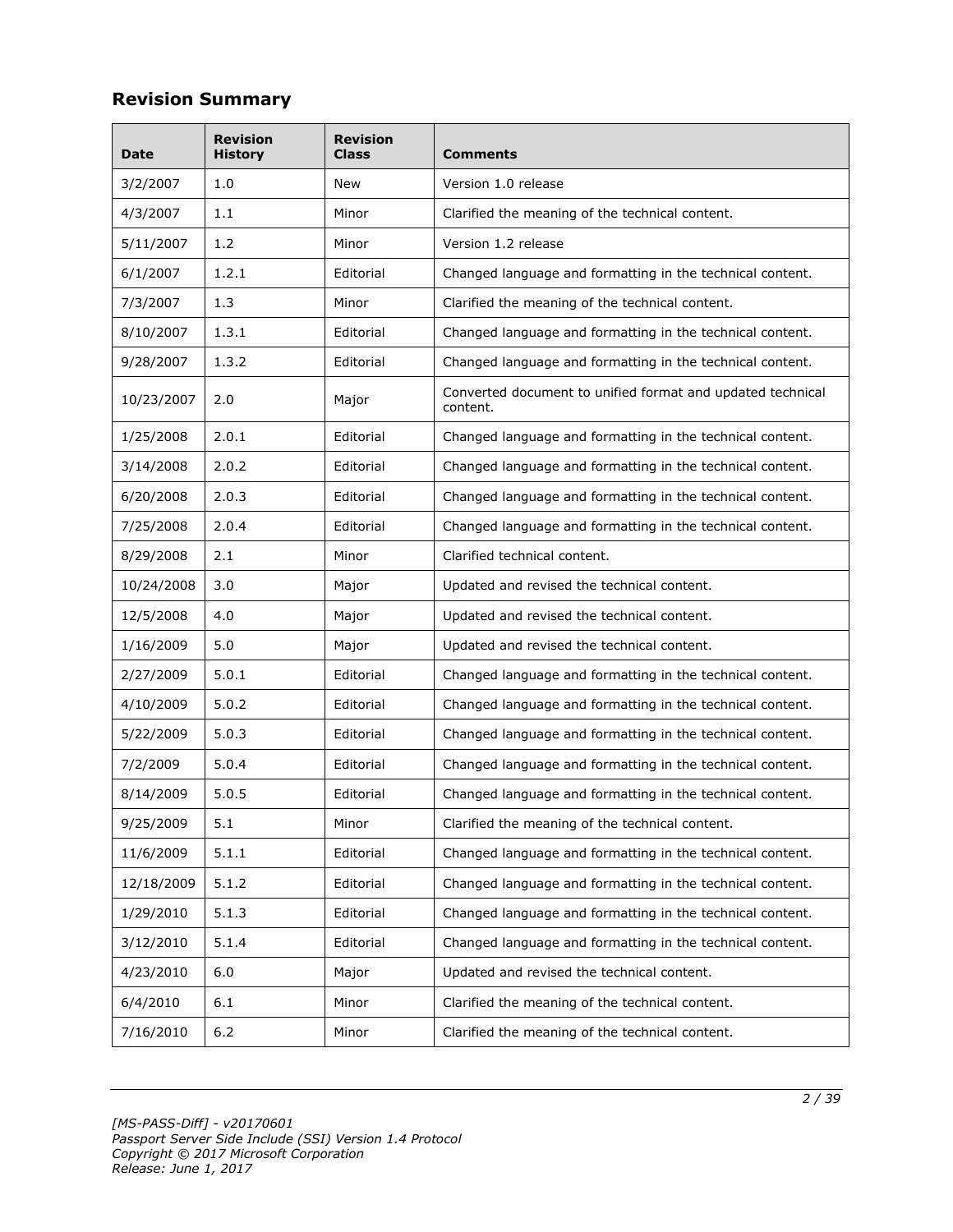## Revision Summary

| Date | Revision History | Revision Class | Comments |
|---|---|---|---|
| 3/2/2007 | 1.0 | New | Version 1.0 release |
| 4/3/2007 | 1.1 | Minor | Clarified the meaning of the technical content. |
| 5/11/2007 | 1.2 | Minor | Version 1.2 release |
| 6/1/2007 | 1.2.1 | Editorial | Changed language and formatting in the technical content. |
| 7/3/2007 | 1.3 | Minor | Clarified the meaning of the technical content. |
| 8/10/2007 | 1.3.1 | Editorial | Changed language and formatting in the technical content. |
| 9/28/2007 | 1.3.2 | Editorial | Changed language and formatting in the technical content. |
| 10/23/2007 | 2.0 | Major | Converted document to unified format and updated technical content. |
| 1/25/2008 | 2.0.1 | Editorial | Changed language and formatting in the technical content. |
| 3/14/2008 | 2.0.2 | Editorial | Changed language and formatting in the technical content. |
| 6/20/2008 | 2.0.3 | Editorial | Changed language and formatting in the technical content. |
| 7/25/2008 | 2.0.4 | Editorial | Changed language and formatting in the technical content. |
| 8/29/2008 | 2.1 | Minor | Clarified technical content. |
| 10/24/2008 | 3.0 | Major | Updated and revised the technical content. |
| 12/5/2008 | 4.0 | Major | Updated and revised the technical content. |
| 1/16/2009 | 5.0 | Major | Updated and revised the technical content. |
| 2/27/2009 | 5.0.1 | Editorial | Changed language and formatting in the technical content. |
| 4/10/2009 | 5.0.2 | Editorial | Changed language and formatting in the technical content. |
| 5/22/2009 | 5.0.3 | Editorial | Changed language and formatting in the technical content. |
| 7/2/2009 | 5.0.4 | Editorial | Changed language and formatting in the technical content. |
| 8/14/2009 | 5.0.5 | Editorial | Changed language and formatting in the technical content. |
| 9/25/2009 | 5.1 | Minor | Clarified the meaning of the technical content. |
| 11/6/2009 | 5.1.1 | Editorial | Changed language and formatting in the technical content. |
| 12/18/2009 | 5.1.2 | Editorial | Changed language and formatting in the technical content. |
| 1/29/2010 | 5.1.3 | Editorial | Changed language and formatting in the technical content. |
| 3/12/2010 | 5.1.4 | Editorial | Changed language and formatting in the technical content. |
| 4/23/2010 | 6.0 | Major | Updated and revised the technical content. |
| 6/4/2010 | 6.1 | Minor | Clarified the meaning of the technical content. |
| 7/16/2010 | 6.2 | Minor | Clarified the meaning of the technical content. |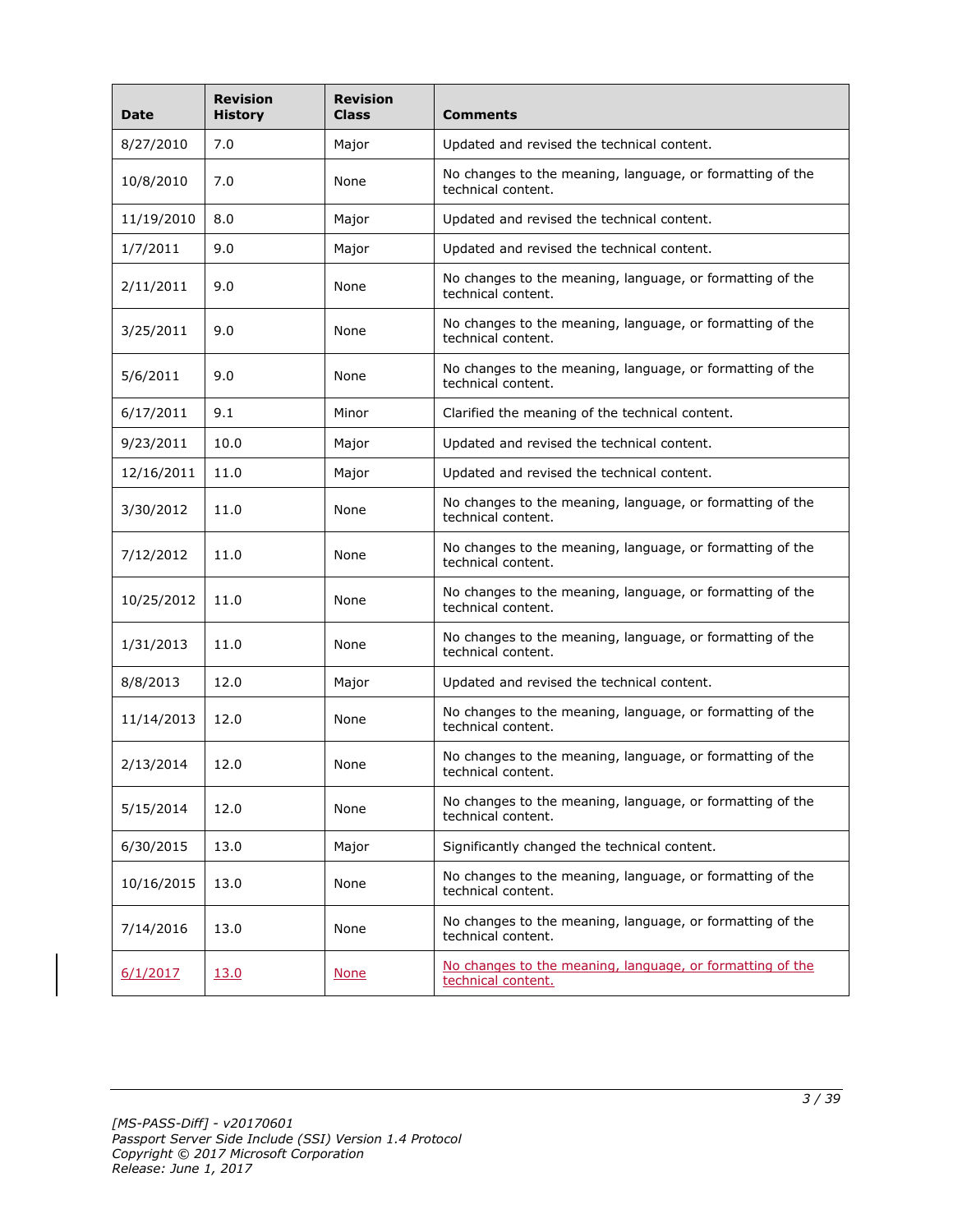| Date | Revision History | Revision Class | Comments |
|---|---|---|---|
| 8/27/2010 | 7.0 | Major | Updated and revised the technical content. |
| 10/8/2010 | 7.0 | None | No changes to the meaning, language, or formatting of the technical content. |
| 11/19/2010 | 8.0 | Major | Updated and revised the technical content. |
| 1/7/2011 | 9.0 | Major | Updated and revised the technical content. |
| 2/11/2011 | 9.0 | None | No changes to the meaning, language, or formatting of the technical content. |
| 3/25/2011 | 9.0 | None | No changes to the meaning, language, or formatting of the technical content. |
| 5/6/2011 | 9.0 | None | No changes to the meaning, language, or formatting of the technical content. |
| 6/17/2011 | 9.1 | Minor | Clarified the meaning of the technical content. |
| 9/23/2011 | 10.0 | Major | Updated and revised the technical content. |
| 12/16/2011 | 11.0 | Major | Updated and revised the technical content. |
| 3/30/2012 | 11.0 | None | No changes to the meaning, language, or formatting of the technical content. |
| 7/12/2012 | 11.0 | None | No changes to the meaning, language, or formatting of the technical content. |
| 10/25/2012 | 11.0 | None | No changes to the meaning, language, or formatting of the technical content. |
| 1/31/2013 | 11.0 | None | No changes to the meaning, language, or formatting of the technical content. |
| 8/8/2013 | 12.0 | Major | Updated and revised the technical content. |
| 11/14/2013 | 12.0 | None | No changes to the meaning, language, or formatting of the technical content. |
| 2/13/2014 | 12.0 | None | No changes to the meaning, language, or formatting of the technical content. |
| 5/15/2014 | 12.0 | None | No changes to the meaning, language, or formatting of the technical content. |
| 6/30/2015 | 13.0 | Major | Significantly changed the technical content. |
| 10/16/2015 | 13.0 | None | No changes to the meaning, language, or formatting of the technical content. |
| 7/14/2016 | 13.0 | None | No changes to the meaning, language, or formatting of the technical content. |
| 6/1/2017 | 13.0 | None | No changes to the meaning, language, or formatting of the technical content. |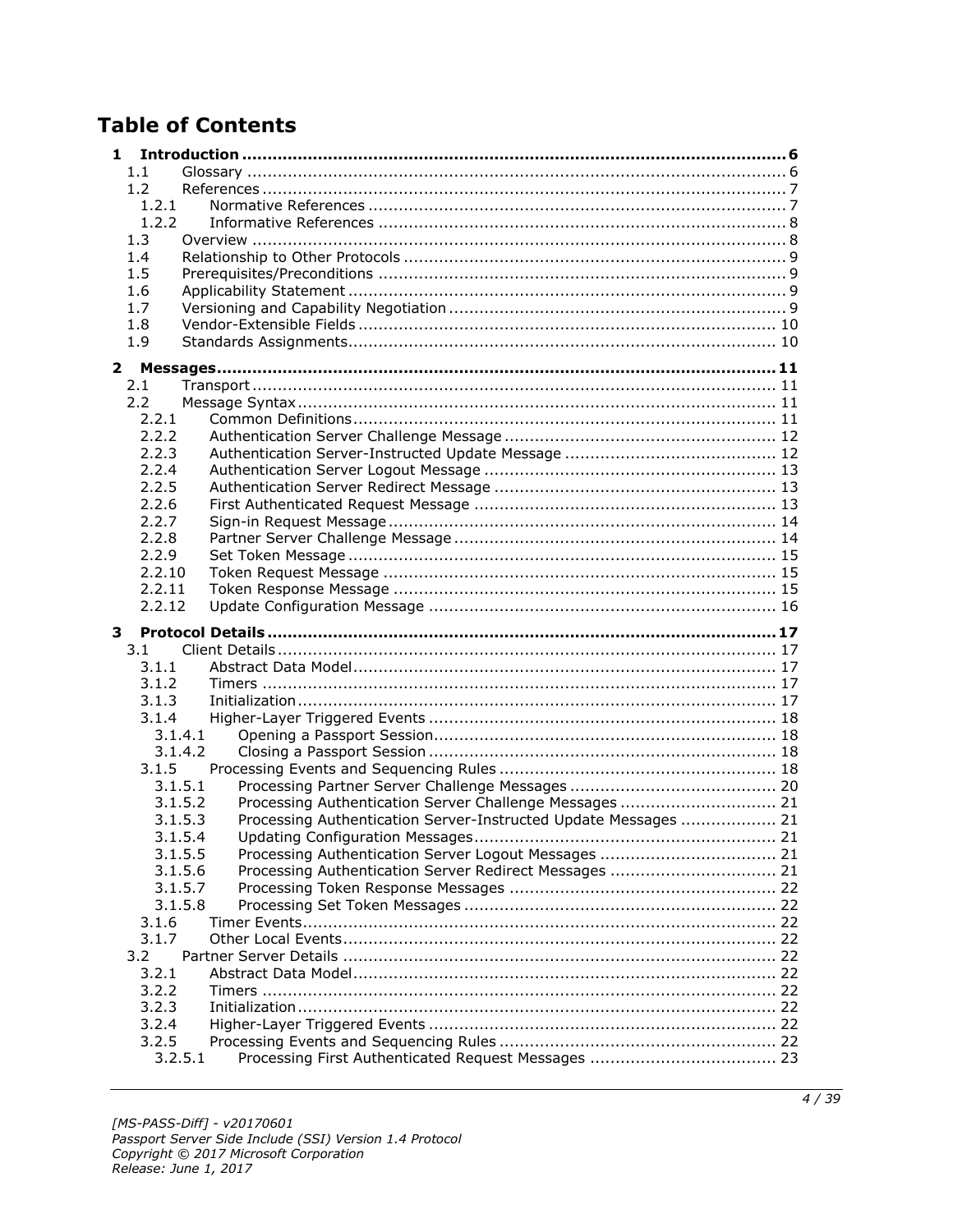# Table of Contents

- **1 Introduction ........................................................................................................ 6**
  - 1.1 Glossary ........................................................................................................ 6
  - 1.2 References ..................................................................................................... 7
    - 1.2.1 Normative References ................................................................................ 7
    - 1.2.2 Informative References .............................................................................. 8
  - 1.3 Overview ....................................................................................................... 8
  - 1.4 Relationship to Other Protocols ......................................................................... 9
  - 1.5 Prerequisites/Preconditions .............................................................................. 9
  - 1.6 Applicability Statement .................................................................................... 9
  - 1.7 Versioning and Capability Negotiation ................................................................ 9
  - 1.8 Vendor-Extensible Fields ................................................................................ 10
  - 1.9 Standards Assignments................................................................................... 10
- **2 Messages.......................................................................................................... 11**
  - 2.1 Transport ...................................................................................................... 11
  - 2.2 Message Syntax ............................................................................................. 11
    - 2.2.1 Common Definitions.................................................................................. 11
    - 2.2.2 Authentication Server Challenge Message .................................................... 12
    - 2.2.3 Authentication Server-Instructed Update Message ......................................... 12
    - 2.2.4 Authentication Server Logout Message ........................................................ 13
    - 2.2.5 Authentication Server Redirect Message ...................................................... 13
    - 2.2.6 First Authenticated Request Message .......................................................... 13
    - 2.2.7 Sign-in Request Message ........................................................................... 14
    - 2.2.8 Partner Server Challenge Message .............................................................. 14
    - 2.2.9 Set Token Message ................................................................................... 15
    - 2.2.10 Token Request Message ............................................................................ 15
    - 2.2.11 Token Response Message .......................................................................... 15
    - 2.2.12 Update Configuration Message ................................................................... 16
- **3 Protocol Details ................................................................................................ 17**
  - 3.1 Client Details ................................................................................................. 17
    - 3.1.1 Abstract Data Model.................................................................................. 17
    - 3.1.2 Timers .................................................................................................... 17
    - 3.1.3 Initialization............................................................................................. 17
    - 3.1.4 Higher-Layer Triggered Events ................................................................... 18
      - 3.1.4.1 Opening a Passport Session.................................................................. 18
      - 3.1.4.2 Closing a Passport Session ................................................................... 18
    - 3.1.5 Processing Events and Sequencing Rules ..................................................... 18
      - 3.1.5.1 Processing Partner Server Challenge Messages ........................................ 20
      - 3.1.5.2 Processing Authentication Server Challenge Messages .............................. 21
      - 3.1.5.3 Processing Authentication Server-Instructed Update Messages .................. 21
      - 3.1.5.4 Updating Configuration Messages.......................................................... 21
      - 3.1.5.5 Processing Authentication Server Logout Messages .................................. 21
      - 3.1.5.6 Processing Authentication Server Redirect Messages ................................ 21
      - 3.1.5.7 Processing Token Response Messages ................................................... 22
      - 3.1.5.8 Processing Set Token Messages ............................................................ 22
    - 3.1.6 Timer Events............................................................................................ 22
    - 3.1.7 Other Local Events.................................................................................... 22
  - 3.2 Partner Server Details .................................................................................... 22
    - 3.2.1 Abstract Data Model.................................................................................. 22
    - 3.2.2 Timers .................................................................................................... 22
    - 3.2.3 Initialization............................................................................................. 22
    - 3.2.4 Higher-Layer Triggered Events ................................................................... 22
    - 3.2.5 Processing Events and Sequencing Rules ..................................................... 22
      - 3.2.5.1 Processing First Authenticated Request Messages .................................... 23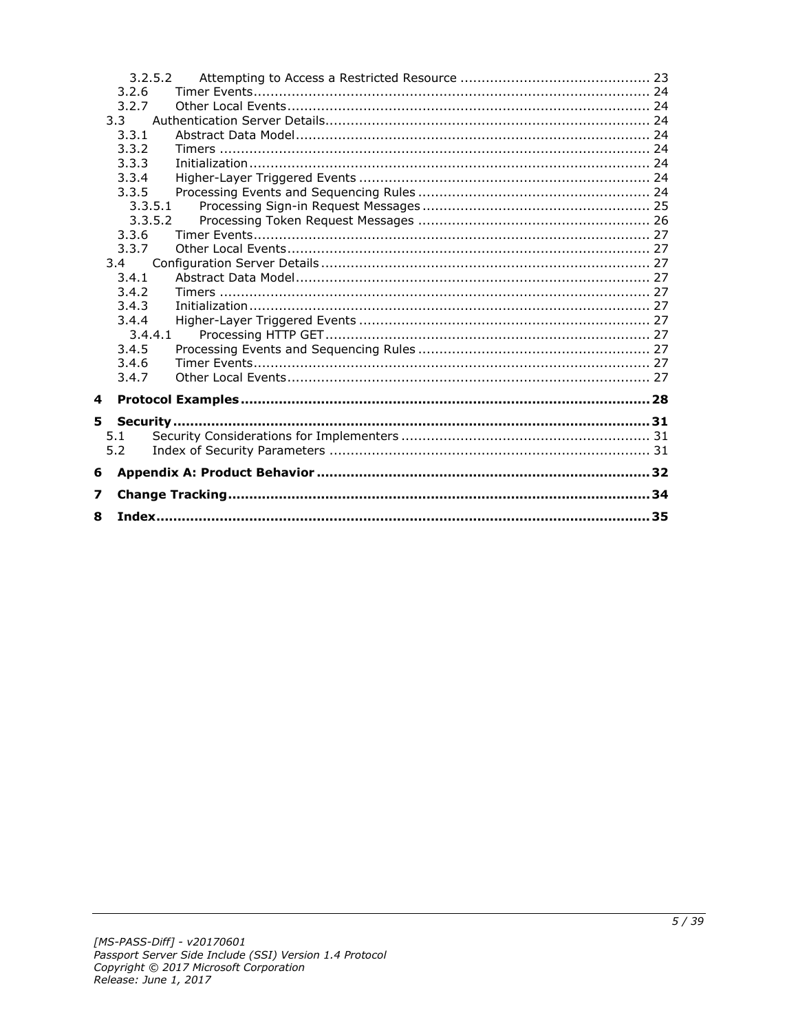3.2.5.2 Attempting to Access a Restricted Resource ............................................ 23
3.2.6 Timer Events............................................................................................ 24
3.2.7 Other Local Events..................................................................................... 24
3.3 Authentication Server Details............................................................................ 24
3.3.1 Abstract Data Model................................................................................... 24
3.3.2 Timers ..................................................................................................... 24
3.3.3 Initialization.............................................................................................. 24
3.3.4 Higher-Layer Triggered Events .................................................................... 24
3.3.5 Processing Events and Sequencing Rules ...................................................... 24
3.3.5.1 Processing Sign-in Request Messages ..................................................... 25
3.3.5.2 Processing Token Request Messages ...................................................... 26
3.3.6 Timer Events............................................................................................ 27
3.3.7 Other Local Events..................................................................................... 27
3.4 Configuration Server Details.............................................................................. 27
3.4.1 Abstract Data Model................................................................................... 27
3.4.2 Timers ..................................................................................................... 27
3.4.3 Initialization.............................................................................................. 27
3.4.4 Higher-Layer Triggered Events .................................................................... 27
3.4.4.1 Processing HTTP GET............................................................................ 27
3.4.5 Processing Events and Sequencing Rules ...................................................... 27
3.4.6 Timer Events............................................................................................ 27
3.4.7 Other Local Events..................................................................................... 27

**4 Protocol Examples ............................................................................................... 28**

**5 Security ............................................................................................................... 31**
5.1 Security Considerations for Implementers .......................................................... 31
5.2 Index of Security Parameters ........................................................................... 31

**6 Appendix A: Product Behavior ............................................................................. 32**

**7 Change Tracking .................................................................................................. 34**

**8 Index ................................................................................................................... 35**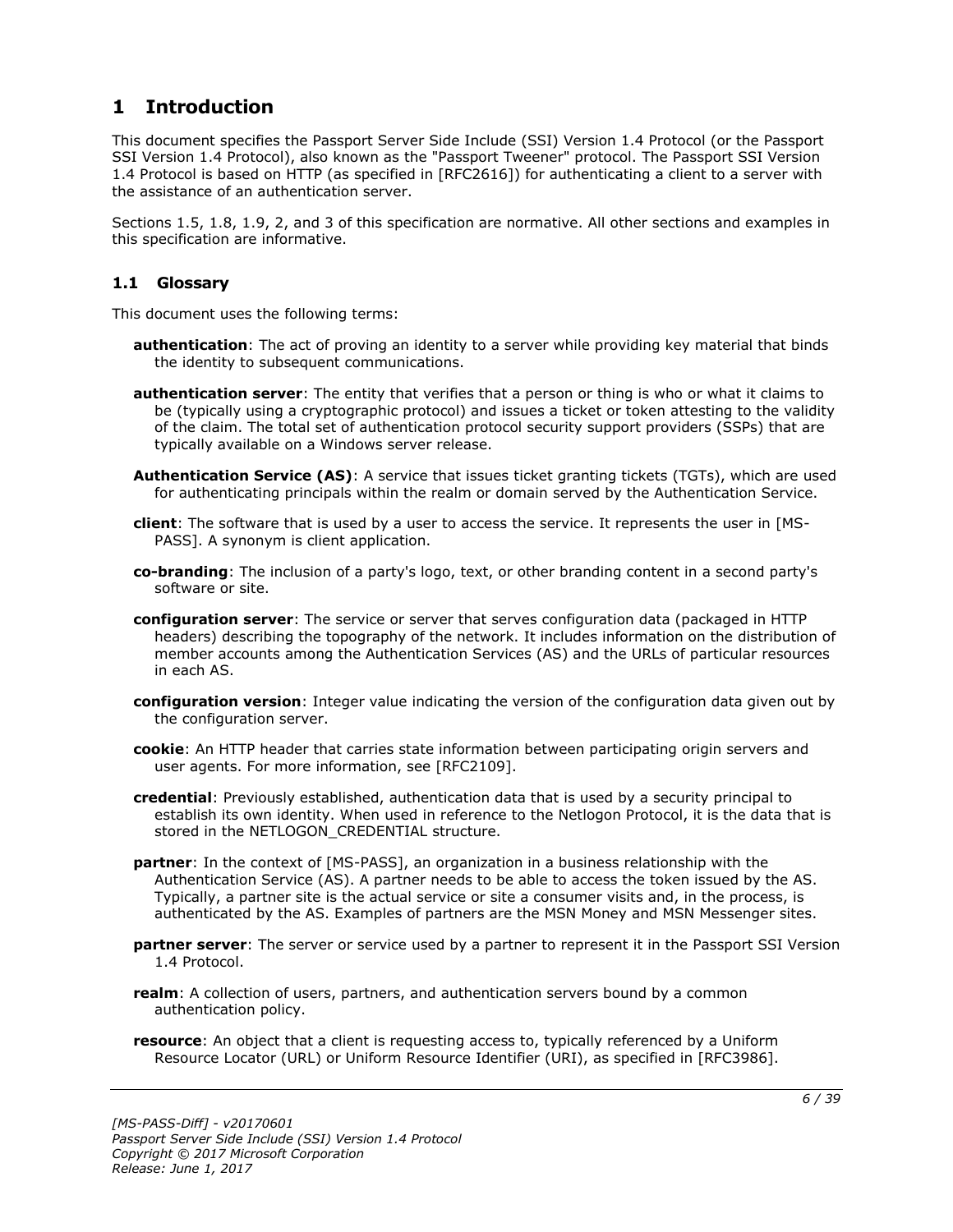# 1 Introduction

This document specifies the Passport Server Side Include (SSI) Version 1.4 Protocol (or the Passport SSI Version 1.4 Protocol), also known as the "Passport Tweener" protocol. The Passport SSI Version 1.4 Protocol is based on HTTP (as specified in [RFC2616]) for authenticating a client to a server with the assistance of an authentication server.

Sections 1.5, 1.8, 1.9, 2, and 3 of this specification are normative. All other sections and examples in this specification are informative.

## 1.1 Glossary

This document uses the following terms:

**authentication**: The act of proving an identity to a server while providing key material that binds the identity to subsequent communications.

**authentication server**: The entity that verifies that a person or thing is who or what it claims to be (typically using a cryptographic protocol) and issues a ticket or token attesting to the validity of the claim. The total set of authentication protocol security support providers (SSPs) that are typically available on a Windows server release.

**Authentication Service (AS)**: A service that issues ticket granting tickets (TGTs), which are used for authenticating principals within the realm or domain served by the Authentication Service.

**client**: The software that is used by a user to access the service. It represents the user in [MS-PASS]. A synonym is client application.

**co-branding**: The inclusion of a party's logo, text, or other branding content in a second party's software or site.

**configuration server**: The service or server that serves configuration data (packaged in HTTP headers) describing the topography of the network. It includes information on the distribution of member accounts among the Authentication Services (AS) and the URLs of particular resources in each AS.

**configuration version**: Integer value indicating the version of the configuration data given out by the configuration server.

**cookie**: An HTTP header that carries state information between participating origin servers and user agents. For more information, see [RFC2109].

**credential**: Previously established, authentication data that is used by a security principal to establish its own identity. When used in reference to the Netlogon Protocol, it is the data that is stored in the NETLOGON_CREDENTIAL structure.

**partner**: In the context of [MS-PASS], an organization in a business relationship with the Authentication Service (AS). A partner needs to be able to access the token issued by the AS. Typically, a partner site is the actual service or site a consumer visits and, in the process, is authenticated by the AS. Examples of partners are the MSN Money and MSN Messenger sites.

**partner server**: The server or service used by a partner to represent it in the Passport SSI Version 1.4 Protocol.

**realm**: A collection of users, partners, and authentication servers bound by a common authentication policy.

**resource**: An object that a client is requesting access to, typically referenced by a Uniform Resource Locator (URL) or Uniform Resource Identifier (URI), as specified in [RFC3986].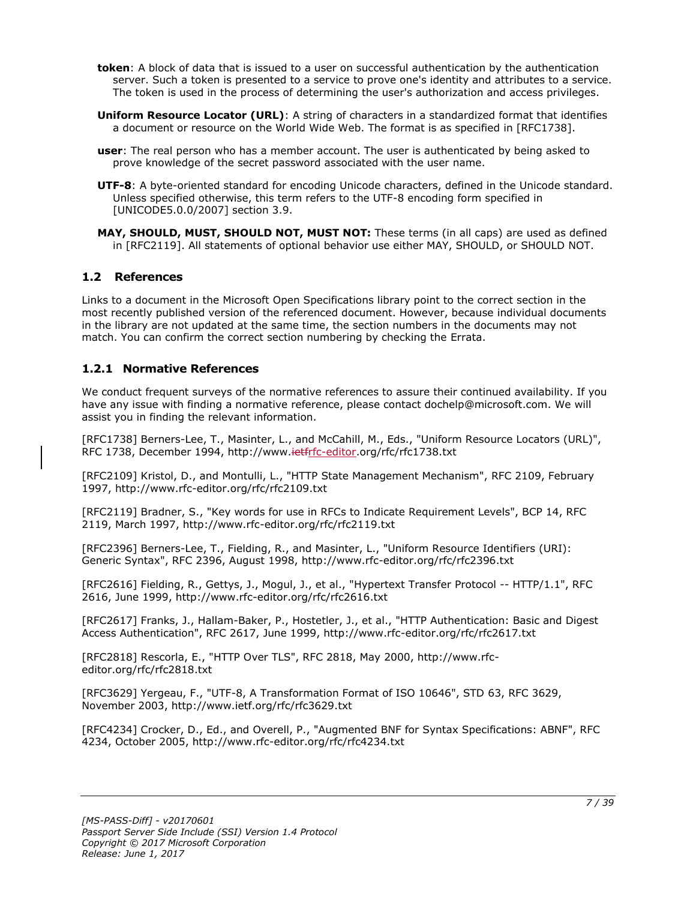**token**: A block of data that is issued to a user on successful authentication by the authentication server. Such a token is presented to a service to prove one's identity and attributes to a service. The token is used in the process of determining the user's authorization and access privileges.

**Uniform Resource Locator (URL)**: A string of characters in a standardized format that identifies a document or resource on the World Wide Web. The format is as specified in [RFC1738].

**user**: The real person who has a member account. The user is authenticated by being asked to prove knowledge of the secret password associated with the user name.

**UTF-8**: A byte-oriented standard for encoding Unicode characters, defined in the Unicode standard. Unless specified otherwise, this term refers to the UTF-8 encoding form specified in [UNICODE5.0.0/2007] section 3.9.

**MAY, SHOULD, MUST, SHOULD NOT, MUST NOT:** These terms (in all caps) are used as defined in [RFC2119]. All statements of optional behavior use either MAY, SHOULD, or SHOULD NOT.

## 1.2 References

Links to a document in the Microsoft Open Specifications library point to the correct section in the most recently published version of the referenced document. However, because individual documents in the library are not updated at the same time, the section numbers in the documents may not match. You can confirm the correct section numbering by checking the Errata.

### 1.2.1 Normative References

We conduct frequent surveys of the normative references to assure their continued availability. If you have any issue with finding a normative reference, please contact dochelp@microsoft.com. We will assist you in finding the relevant information.

[RFC1738] Berners-Lee, T., Masinter, L., and McCahill, M., Eds., "Uniform Resource Locators (URL)", RFC 1738, December 1994, http://www.~~ietf~~rfc-editor.org/rfc/rfc1738.txt

[RFC2109] Kristol, D., and Montulli, L., "HTTP State Management Mechanism", RFC 2109, February 1997, http://www.rfc-editor.org/rfc/rfc2109.txt

[RFC2119] Bradner, S., "Key words for use in RFCs to Indicate Requirement Levels", BCP 14, RFC 2119, March 1997, http://www.rfc-editor.org/rfc/rfc2119.txt

[RFC2396] Berners-Lee, T., Fielding, R., and Masinter, L., "Uniform Resource Identifiers (URI): Generic Syntax", RFC 2396, August 1998, http://www.rfc-editor.org/rfc/rfc2396.txt

[RFC2616] Fielding, R., Gettys, J., Mogul, J., et al., "Hypertext Transfer Protocol -- HTTP/1.1", RFC 2616, June 1999, http://www.rfc-editor.org/rfc/rfc2616.txt

[RFC2617] Franks, J., Hallam-Baker, P., Hostetler, J., et al., "HTTP Authentication: Basic and Digest Access Authentication", RFC 2617, June 1999, http://www.rfc-editor.org/rfc/rfc2617.txt

[RFC2818] Rescorla, E., "HTTP Over TLS", RFC 2818, May 2000, http://www.rfc-editor.org/rfc/rfc2818.txt

[RFC3629] Yergeau, F., "UTF-8, A Transformation Format of ISO 10646", STD 63, RFC 3629, November 2003, http://www.ietf.org/rfc/rfc3629.txt

[RFC4234] Crocker, D., Ed., and Overell, P., "Augmented BNF for Syntax Specifications: ABNF", RFC 4234, October 2005, http://www.rfc-editor.org/rfc/rfc4234.txt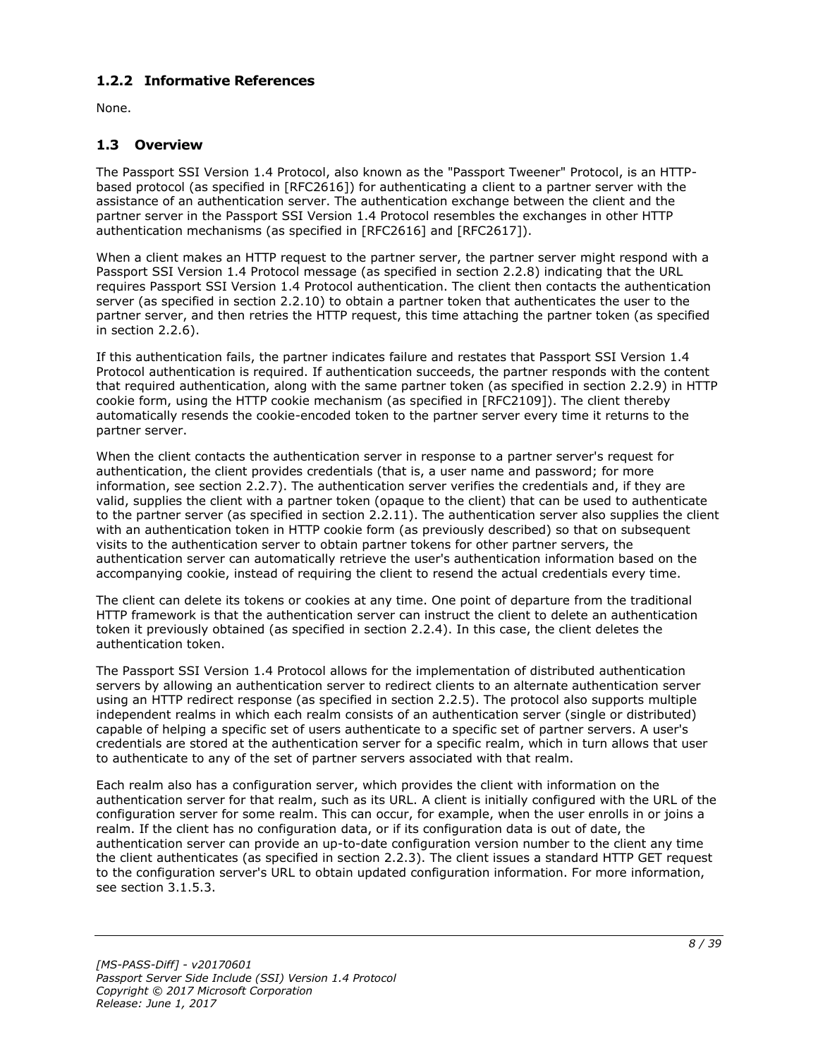### 1.2.2 Informative References

None.

## 1.3 Overview

The Passport SSI Version 1.4 Protocol, also known as the "Passport Tweener" Protocol, is an HTTP-based protocol (as specified in [RFC2616]) for authenticating a client to a partner server with the assistance of an authentication server. The authentication exchange between the client and the partner server in the Passport SSI Version 1.4 Protocol resembles the exchanges in other HTTP authentication mechanisms (as specified in [RFC2616] and [RFC2617]).

When a client makes an HTTP request to the partner server, the partner server might respond with a Passport SSI Version 1.4 Protocol message (as specified in section 2.2.8) indicating that the URL requires Passport SSI Version 1.4 Protocol authentication. The client then contacts the authentication server (as specified in section 2.2.10) to obtain a partner token that authenticates the user to the partner server, and then retries the HTTP request, this time attaching the partner token (as specified in section 2.2.6).

If this authentication fails, the partner indicates failure and restates that Passport SSI Version 1.4 Protocol authentication is required. If authentication succeeds, the partner responds with the content that required authentication, along with the same partner token (as specified in section 2.2.9) in HTTP cookie form, using the HTTP cookie mechanism (as specified in [RFC2109]). The client thereby automatically resends the cookie-encoded token to the partner server every time it returns to the partner server.

When the client contacts the authentication server in response to a partner server's request for authentication, the client provides credentials (that is, a user name and password; for more information, see section 2.2.7). The authentication server verifies the credentials and, if they are valid, supplies the client with a partner token (opaque to the client) that can be used to authenticate to the partner server (as specified in section 2.2.11). The authentication server also supplies the client with an authentication token in HTTP cookie form (as previously described) so that on subsequent visits to the authentication server to obtain partner tokens for other partner servers, the authentication server can automatically retrieve the user's authentication information based on the accompanying cookie, instead of requiring the client to resend the actual credentials every time.

The client can delete its tokens or cookies at any time. One point of departure from the traditional HTTP framework is that the authentication server can instruct the client to delete an authentication token it previously obtained (as specified in section 2.2.4). In this case, the client deletes the authentication token.

The Passport SSI Version 1.4 Protocol allows for the implementation of distributed authentication servers by allowing an authentication server to redirect clients to an alternate authentication server using an HTTP redirect response (as specified in section 2.2.5). The protocol also supports multiple independent realms in which each realm consists of an authentication server (single or distributed) capable of helping a specific set of users authenticate to a specific set of partner servers. A user's credentials are stored at the authentication server for a specific realm, which in turn allows that user to authenticate to any of the set of partner servers associated with that realm.

Each realm also has a configuration server, which provides the client with information on the authentication server for that realm, such as its URL. A client is initially configured with the URL of the configuration server for some realm. This can occur, for example, when the user enrolls in or joins a realm. If the client has no configuration data, or if its configuration data is out of date, the authentication server can provide an up-to-date configuration version number to the client any time the client authenticates (as specified in section 2.2.3). The client issues a standard HTTP GET request to the configuration server's URL to obtain updated configuration information. For more information, see section 3.1.5.3.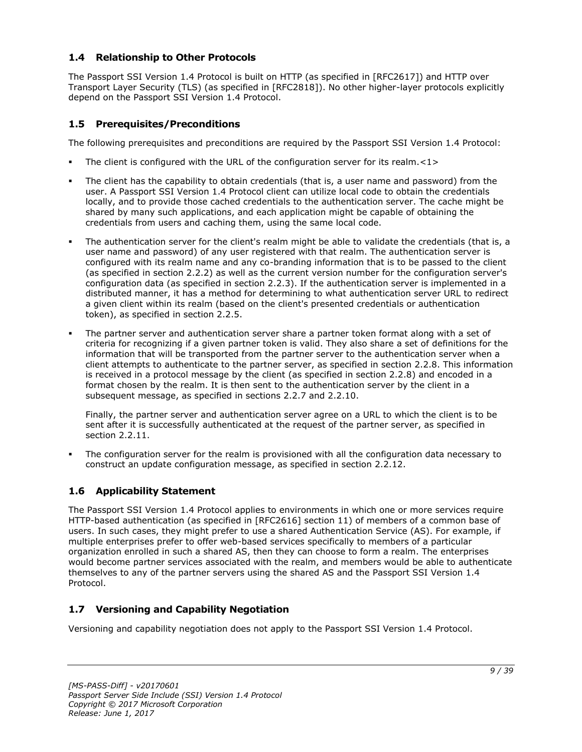## 1.4 Relationship to Other Protocols

The Passport SSI Version 1.4 Protocol is built on HTTP (as specified in [RFC2617]) and HTTP over Transport Layer Security (TLS) (as specified in [RFC2818]). No other higher-layer protocols explicitly depend on the Passport SSI Version 1.4 Protocol.

## 1.5 Prerequisites/Preconditions

The following prerequisites and preconditions are required by the Passport SSI Version 1.4 Protocol:

- The client is configured with the URL of the configuration server for its realm.<1>
- The client has the capability to obtain credentials (that is, a user name and password) from the user. A Passport SSI Version 1.4 Protocol client can utilize local code to obtain the credentials locally, and to provide those cached credentials to the authentication server. The cache might be shared by many such applications, and each application might be capable of obtaining the credentials from users and caching them, using the same local code.
- The authentication server for the client's realm might be able to validate the credentials (that is, a user name and password) of any user registered with that realm. The authentication server is configured with its realm name and any co-branding information that is to be passed to the client (as specified in section 2.2.2) as well as the current version number for the configuration server's configuration data (as specified in section 2.2.3). If the authentication server is implemented in a distributed manner, it has a method for determining to what authentication server URL to redirect a given client within its realm (based on the client's presented credentials or authentication token), as specified in section 2.2.5.
- The partner server and authentication server share a partner token format along with a set of criteria for recognizing if a given partner token is valid. They also share a set of definitions for the information that will be transported from the partner server to the authentication server when a client attempts to authenticate to the partner server, as specified in section 2.2.8. This information is received in a protocol message by the client (as specified in section 2.2.8) and encoded in a format chosen by the realm. It is then sent to the authentication server by the client in a subsequent message, as specified in sections 2.2.7 and 2.2.10.

  Finally, the partner server and authentication server agree on a URL to which the client is to be sent after it is successfully authenticated at the request of the partner server, as specified in section 2.2.11.
- The configuration server for the realm is provisioned with all the configuration data necessary to construct an update configuration message, as specified in section 2.2.12.

## 1.6 Applicability Statement

The Passport SSI Version 1.4 Protocol applies to environments in which one or more services require HTTP-based authentication (as specified in [RFC2616] section 11) of members of a common base of users. In such cases, they might prefer to use a shared Authentication Service (AS). For example, if multiple enterprises prefer to offer web-based services specifically to members of a particular organization enrolled in such a shared AS, then they can choose to form a realm. The enterprises would become partner services associated with the realm, and members would be able to authenticate themselves to any of the partner servers using the shared AS and the Passport SSI Version 1.4 Protocol.

## 1.7 Versioning and Capability Negotiation

Versioning and capability negotiation does not apply to the Passport SSI Version 1.4 Protocol.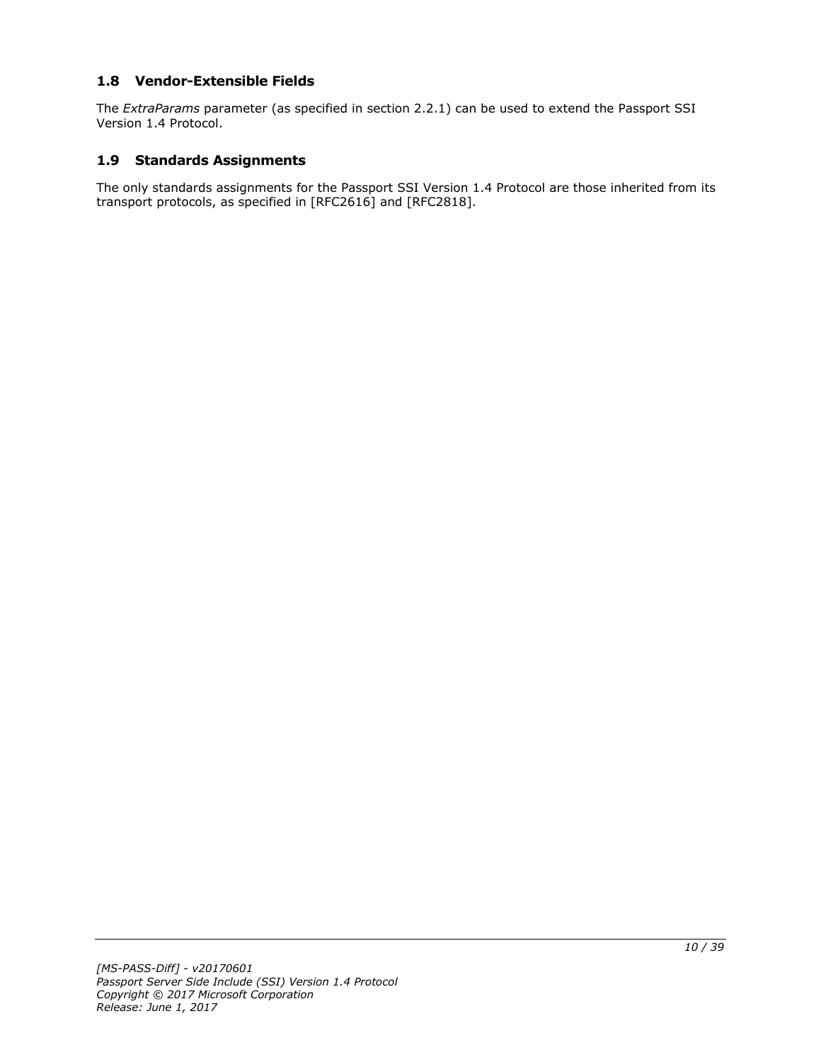## 1.8 Vendor-Extensible Fields

The *ExtraParams* parameter (as specified in section 2.2.1) can be used to extend the Passport SSI Version 1.4 Protocol.

## 1.9 Standards Assignments

The only standards assignments for the Passport SSI Version 1.4 Protocol are those inherited from its transport protocols, as specified in [RFC2616] and [RFC2818].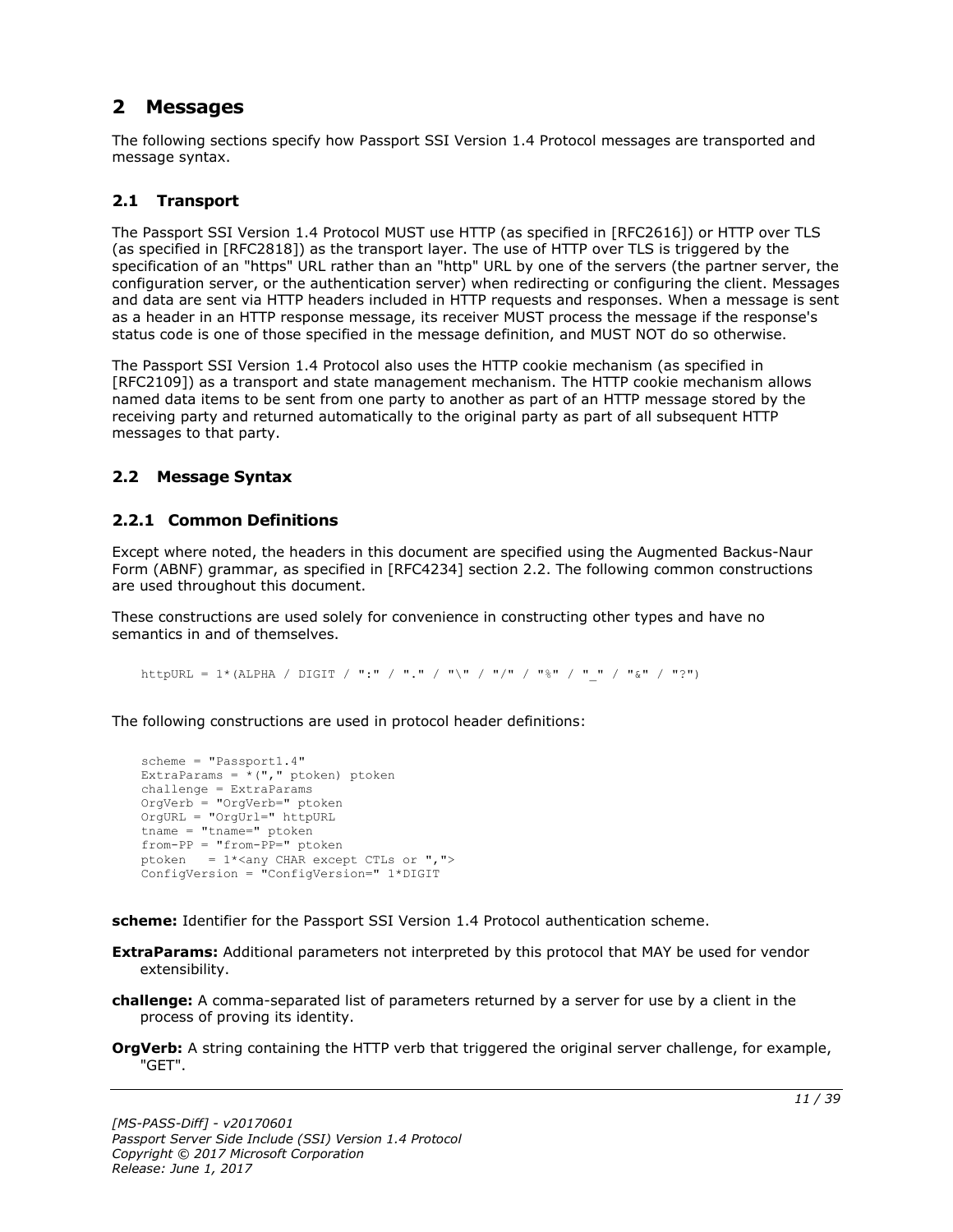# 2 Messages

The following sections specify how Passport SSI Version 1.4 Protocol messages are transported and message syntax.

## 2.1 Transport

The Passport SSI Version 1.4 Protocol MUST use HTTP (as specified in [RFC2616]) or HTTP over TLS (as specified in [RFC2818]) as the transport layer. The use of HTTP over TLS is triggered by the specification of an "https" URL rather than an "http" URL by one of the servers (the partner server, the configuration server, or the authentication server) when redirecting or configuring the client. Messages and data are sent via HTTP headers included in HTTP requests and responses. When a message is sent as a header in an HTTP response message, its receiver MUST process the message if the response's status code is one of those specified in the message definition, and MUST NOT do so otherwise.

The Passport SSI Version 1.4 Protocol also uses the HTTP cookie mechanism (as specified in [RFC2109]) as a transport and state management mechanism. The HTTP cookie mechanism allows named data items to be sent from one party to another as part of an HTTP message stored by the receiving party and returned automatically to the original party as part of all subsequent HTTP messages to that party.

## 2.2 Message Syntax

### 2.2.1 Common Definitions

Except where noted, the headers in this document are specified using the Augmented Backus-Naur Form (ABNF) grammar, as specified in [RFC4234] section 2.2. The following common constructions are used throughout this document.

These constructions are used solely for convenience in constructing other types and have no semantics in and of themselves.

```
httpURL = 1*(ALPHA / DIGIT / ":" / "." / "\" / "/" / "%" / "_" / "&" / "?")
```

The following constructions are used in protocol header definitions:

```
scheme = "Passport1.4"
ExtraParams = *("," ptoken) ptoken
challenge = ExtraParams
OrgVerb = "OrgVerb=" ptoken
OrgURL = "OrgUrl=" httpURL
tname = "tname=" ptoken
from-PP = "from-PP=" ptoken
ptoken   = 1*<any CHAR except CTLs or ",">
ConfigVersion = "ConfigVersion=" 1*DIGIT
```

**scheme:** Identifier for the Passport SSI Version 1.4 Protocol authentication scheme.

**ExtraParams:** Additional parameters not interpreted by this protocol that MAY be used for vendor extensibility.

**challenge:** A comma-separated list of parameters returned by a server for use by a client in the process of proving its identity.

**OrgVerb:** A string containing the HTTP verb that triggered the original server challenge, for example, "GET".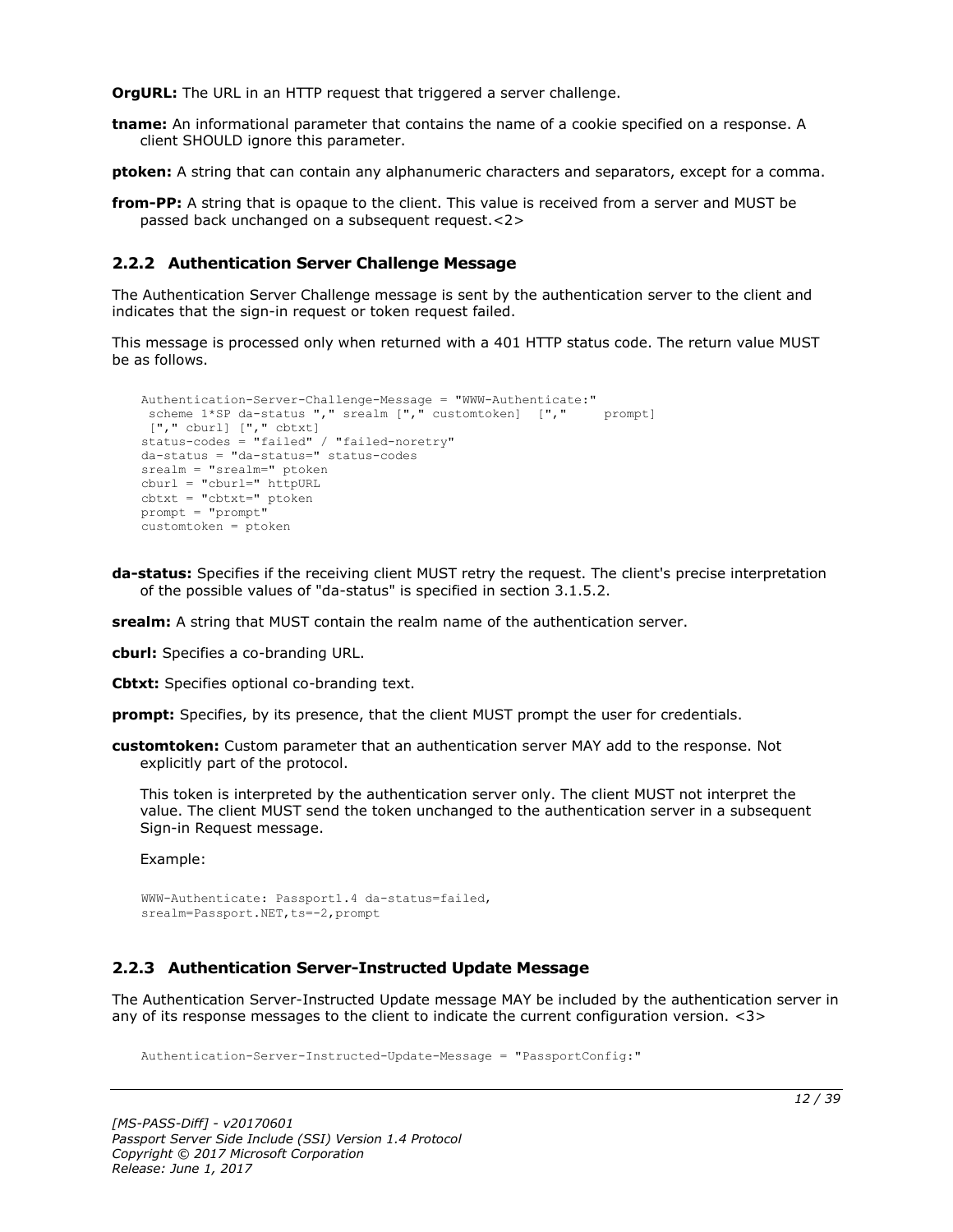**OrgURL:** The URL in an HTTP request that triggered a server challenge.

**tname:** An informational parameter that contains the name of a cookie specified on a response. A client SHOULD ignore this parameter.

**ptoken:** A string that can contain any alphanumeric characters and separators, except for a comma.

**from-PP:** A string that is opaque to the client. This value is received from a server and MUST be passed back unchanged on a subsequent request.<2>

### 2.2.2 Authentication Server Challenge Message

The Authentication Server Challenge message is sent by the authentication server to the client and indicates that the sign-in request or token request failed.

This message is processed only when returned with a 401 HTTP status code. The return value MUST be as follows.

```
Authentication-Server-Challenge-Message = "WWW-Authenticate:"
 scheme 1*SP da-status "," srealm ["," customtoken]  [","     prompt]
 ["," cburl] ["," cbtxt]
status-codes = "failed" / "failed-noretry"
da-status = "da-status=" status-codes
srealm = "srealm=" ptoken
cburl = "cburl=" httpURL
cbtxt = "cbtxt=" ptoken
prompt = "prompt"
customtoken = ptoken
```

**da-status:** Specifies if the receiving client MUST retry the request. The client's precise interpretation of the possible values of "da-status" is specified in section 3.1.5.2.

**srealm:** A string that MUST contain the realm name of the authentication server.

**cburl:** Specifies a co-branding URL.

**Cbtxt:** Specifies optional co-branding text.

**prompt:** Specifies, by its presence, that the client MUST prompt the user for credentials.

**customtoken:** Custom parameter that an authentication server MAY add to the response. Not explicitly part of the protocol.

This token is interpreted by the authentication server only. The client MUST not interpret the value. The client MUST send the token unchanged to the authentication server in a subsequent Sign-in Request message.

Example:

```
WWW-Authenticate: Passport1.4 da-status=failed,
srealm=Passport.NET,ts=-2,prompt
```

### 2.2.3 Authentication Server-Instructed Update Message

The Authentication Server-Instructed Update message MAY be included by the authentication server in any of its response messages to the client to indicate the current configuration version. <3>

```
Authentication-Server-Instructed-Update-Message = "PassportConfig:"
```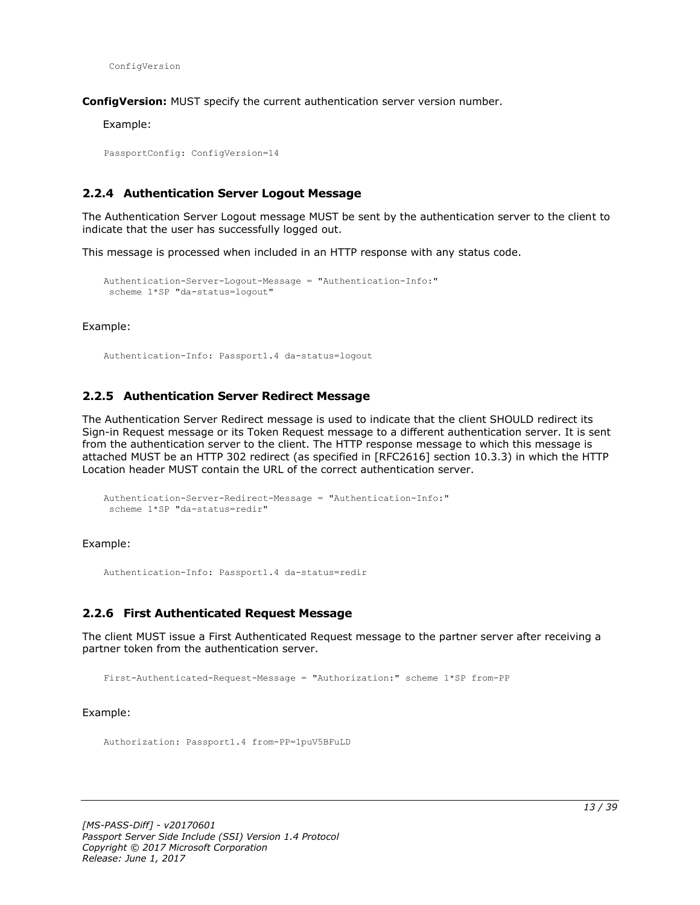```
ConfigVersion
```

**ConfigVersion:** MUST specify the current authentication server version number.

Example:

```
PassportConfig: ConfigVersion=14
```

### 2.2.4 Authentication Server Logout Message

The Authentication Server Logout message MUST be sent by the authentication server to the client to indicate that the user has successfully logged out.

This message is processed when included in an HTTP response with any status code.

```
Authentication-Server-Logout-Message = "Authentication-Info:"
 scheme 1*SP "da-status=logout"
```

Example:

```
Authentication-Info: Passport1.4 da-status=logout
```

### 2.2.5 Authentication Server Redirect Message

The Authentication Server Redirect message is used to indicate that the client SHOULD redirect its Sign-in Request message or its Token Request message to a different authentication server. It is sent from the authentication server to the client. The HTTP response message to which this message is attached MUST be an HTTP 302 redirect (as specified in [RFC2616] section 10.3.3) in which the HTTP Location header MUST contain the URL of the correct authentication server.

```
Authentication-Server-Redirect-Message = "Authentication-Info:"
 scheme 1*SP "da-status=redir"
```

Example:

```
Authentication-Info: Passport1.4 da-status=redir
```

### 2.2.6 First Authenticated Request Message

The client MUST issue a First Authenticated Request message to the partner server after receiving a partner token from the authentication server.

```
First-Authenticated-Request-Message = "Authorization:" scheme 1*SP from-PP
```

Example:

```
Authorization: Passport1.4 from-PP=1puV5BFuLD
```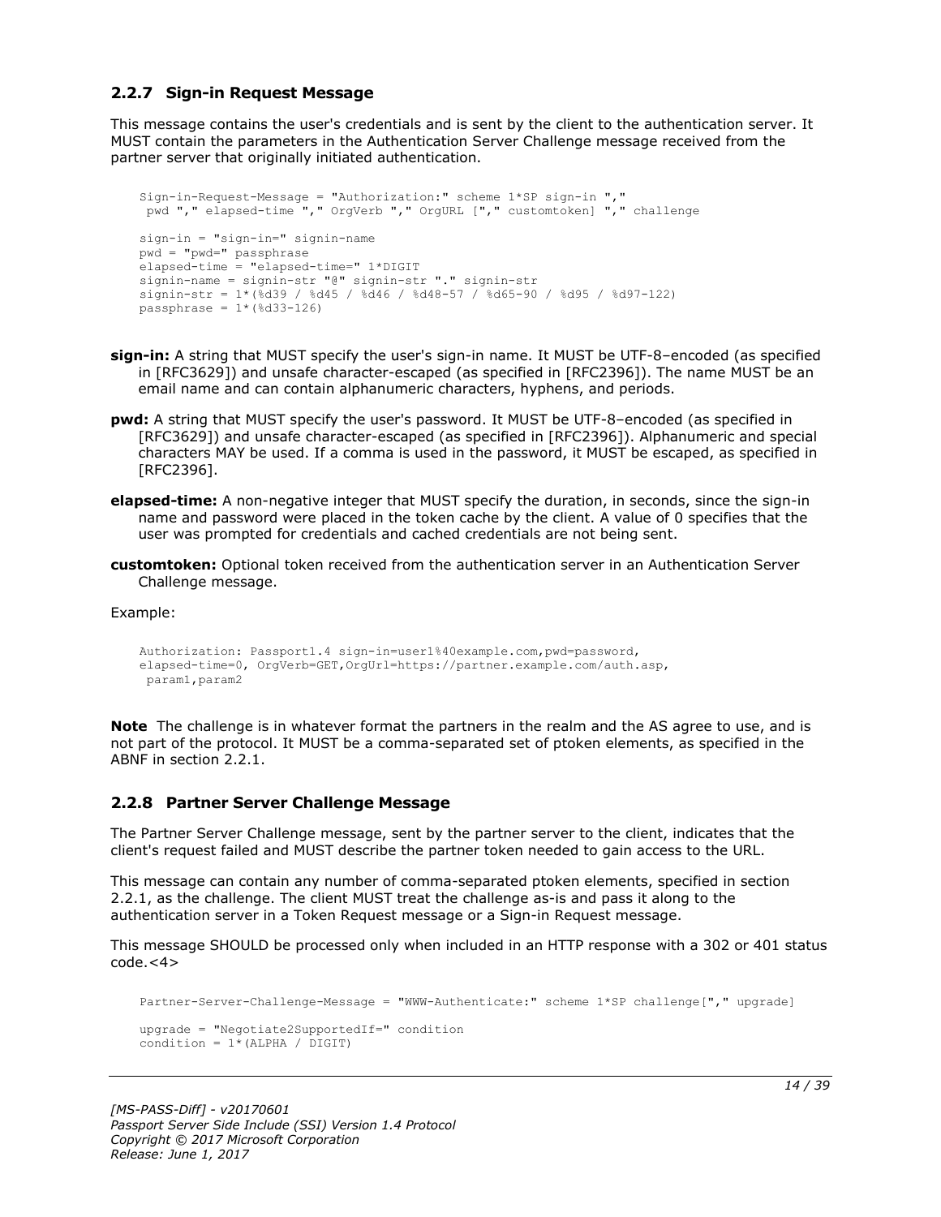### 2.2.7 Sign-in Request Message

This message contains the user's credentials and is sent by the client to the authentication server. It MUST contain the parameters in the Authentication Server Challenge message received from the partner server that originally initiated authentication.

```
Sign-in-Request-Message = "Authorization:" scheme 1*SP sign-in ","
 pwd "," elapsed-time "," OrgVerb "," OrgURL ["," customtoken] "," challenge

sign-in = "sign-in=" signin-name
pwd = "pwd=" passphrase
elapsed-time = "elapsed-time=" 1*DIGIT
signin-name = signin-str "@" signin-str "." signin-str
signin-str = 1*(%d39 / %d45 / %d46 / %d48-57 / %d65-90 / %d95 / %d97-122)
passphrase = 1*(%d33-126)
```

**sign-in:** A string that MUST specify the user's sign-in name. It MUST be UTF-8–encoded (as specified in [RFC3629]) and unsafe character-escaped (as specified in [RFC2396]). The name MUST be an email name and can contain alphanumeric characters, hyphens, and periods.

**pwd:** A string that MUST specify the user's password. It MUST be UTF-8–encoded (as specified in [RFC3629]) and unsafe character-escaped (as specified in [RFC2396]). Alphanumeric and special characters MAY be used. If a comma is used in the password, it MUST be escaped, as specified in [RFC2396].

**elapsed-time:** A non-negative integer that MUST specify the duration, in seconds, since the sign-in name and password were placed in the token cache by the client. A value of 0 specifies that the user was prompted for credentials and cached credentials are not being sent.

**customtoken:** Optional token received from the authentication server in an Authentication Server Challenge message.

Example:

```
Authorization: Passport1.4 sign-in=user1%40example.com,pwd=password,
elapsed-time=0, OrgVerb=GET,OrgUrl=https://partner.example.com/auth.asp,
 param1,param2
```

**Note** The challenge is in whatever format the partners in the realm and the AS agree to use, and is not part of the protocol. It MUST be a comma-separated set of ptoken elements, as specified in the ABNF in section 2.2.1.

### 2.2.8 Partner Server Challenge Message

The Partner Server Challenge message, sent by the partner server to the client, indicates that the client's request failed and MUST describe the partner token needed to gain access to the URL.

This message can contain any number of comma-separated ptoken elements, specified in section 2.2.1, as the challenge. The client MUST treat the challenge as-is and pass it along to the authentication server in a Token Request message or a Sign-in Request message.

This message SHOULD be processed only when included in an HTTP response with a 302 or 401 status code.<4>

```
Partner-Server-Challenge-Message = "WWW-Authenticate:" scheme 1*SP challenge["," upgrade]

upgrade = "Negotiate2SupportedIf=" condition
condition = 1*(ALPHA / DIGIT)
```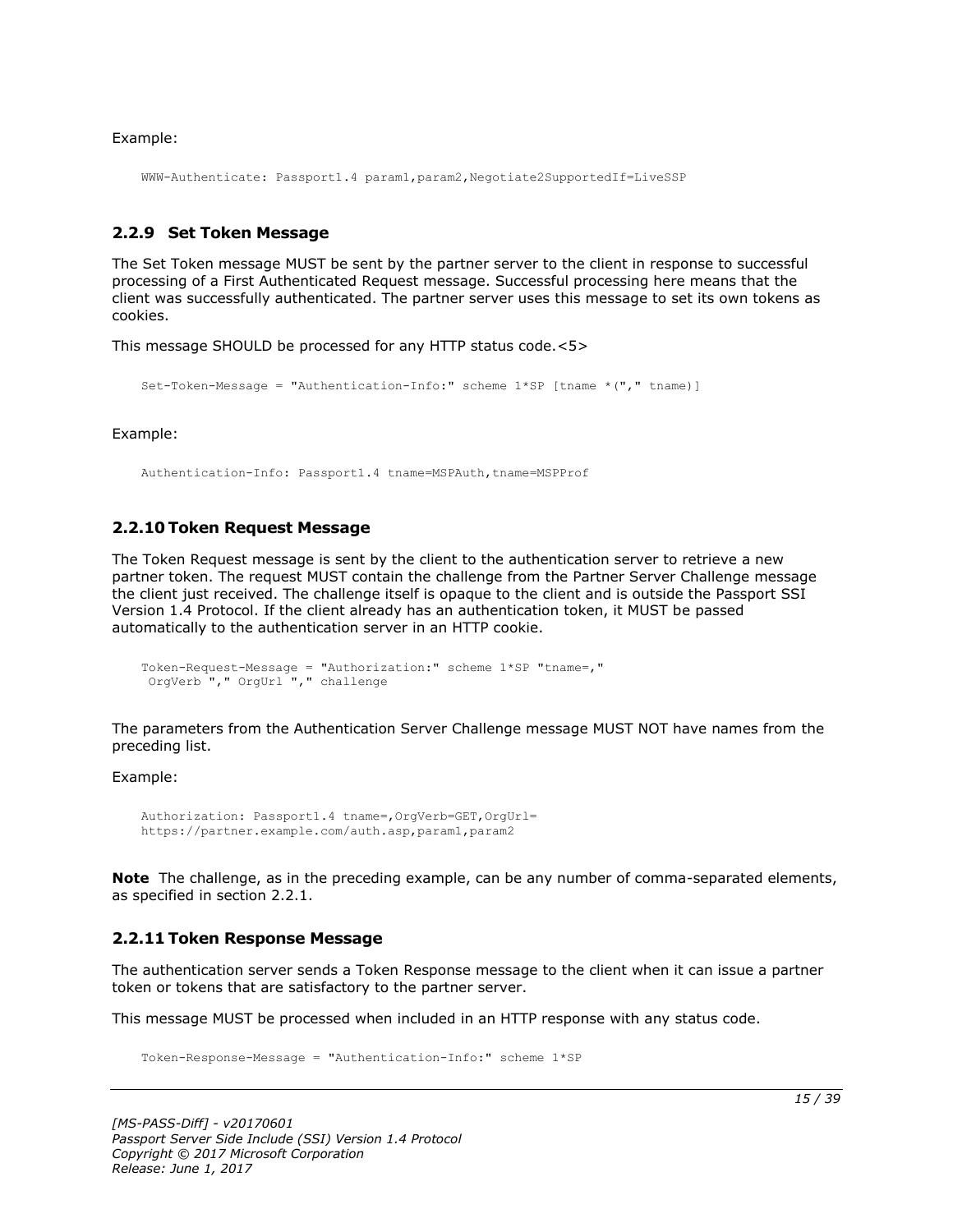Example:

```
WWW-Authenticate: Passport1.4 param1,param2,Negotiate2SupportedIf=LiveSSP
```

### 2.2.9 Set Token Message

The Set Token message MUST be sent by the partner server to the client in response to successful processing of a First Authenticated Request message. Successful processing here means that the client was successfully authenticated. The partner server uses this message to set its own tokens as cookies.

This message SHOULD be processed for any HTTP status code.<5>

```
Set-Token-Message = "Authentication-Info:" scheme 1*SP [tname *("," tname)]
```

Example:

```
Authentication-Info: Passport1.4 tname=MSPAuth,tname=MSPProf
```

### 2.2.10 Token Request Message

The Token Request message is sent by the client to the authentication server to retrieve a new partner token. The request MUST contain the challenge from the Partner Server Challenge message the client just received. The challenge itself is opaque to the client and is outside the Passport SSI Version 1.4 Protocol. If the client already has an authentication token, it MUST be passed automatically to the authentication server in an HTTP cookie.

```
Token-Request-Message = "Authorization:" scheme 1*SP "tname=,"
 OrgVerb "," OrgUrl "," challenge
```

The parameters from the Authentication Server Challenge message MUST NOT have names from the preceding list.

Example:

```
Authorization: Passport1.4 tname=,OrgVerb=GET,OrgUrl=
https://partner.example.com/auth.asp,param1,param2
```

**Note** The challenge, as in the preceding example, can be any number of comma-separated elements, as specified in section 2.2.1.

### 2.2.11 Token Response Message

The authentication server sends a Token Response message to the client when it can issue a partner token or tokens that are satisfactory to the partner server.

This message MUST be processed when included in an HTTP response with any status code.

```
Token-Response-Message = "Authentication-Info:" scheme 1*SP
```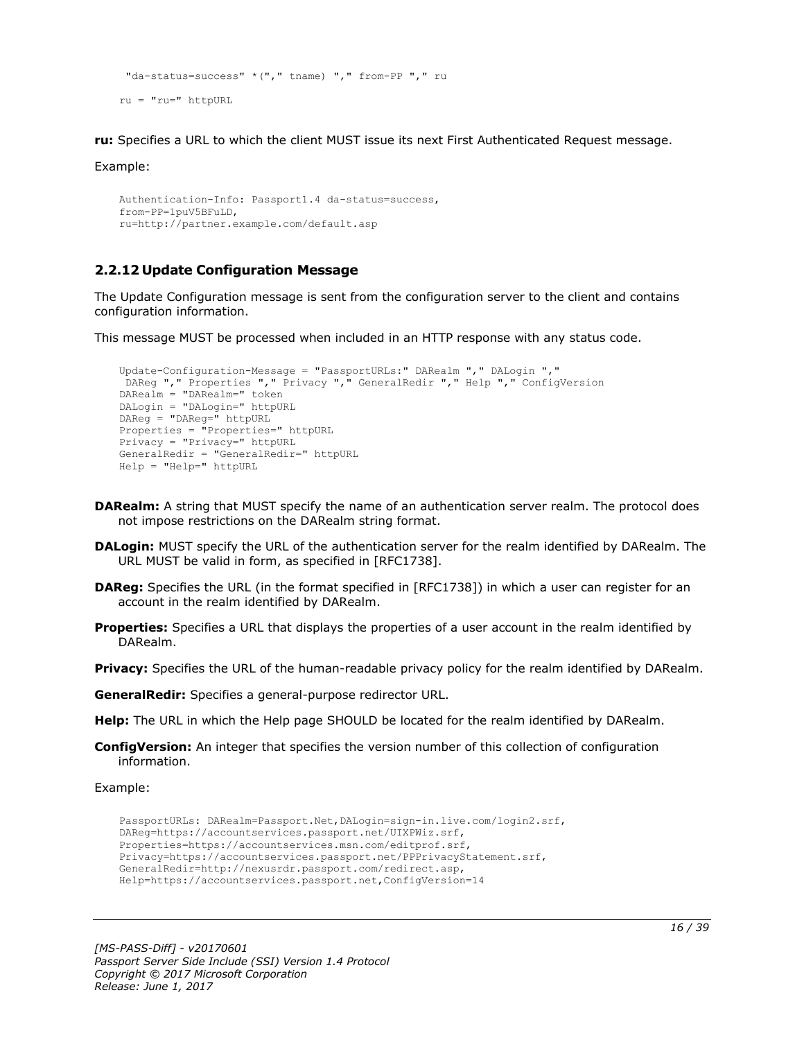```
 "da-status=success" *("," tname) "," from-PP "," ru
ru = "ru=" httpURL
```

**ru:** Specifies a URL to which the client MUST issue its next First Authenticated Request message.

Example:

```
Authentication-Info: Passport1.4 da-status=success,
from-PP=1puV5BFuLD,
ru=http://partner.example.com/default.asp
```

### 2.2.12 Update Configuration Message

The Update Configuration message is sent from the configuration server to the client and contains configuration information.

This message MUST be processed when included in an HTTP response with any status code.

```
Update-Configuration-Message = "PassportURLs:" DARealm "," DALogin ","
 DAReg "," Properties "," Privacy "," GeneralRedir "," Help "," ConfigVersion
DARealm = "DARealm=" token
DALogin = "DALogin=" httpURL
DAReg = "DAReg=" httpURL
Properties = "Properties=" httpURL
Privacy = "Privacy=" httpURL
GeneralRedir = "GeneralRedir=" httpURL
Help = "Help=" httpURL
```

**DARealm:** A string that MUST specify the name of an authentication server realm. The protocol does not impose restrictions on the DARealm string format.

**DALogin:** MUST specify the URL of the authentication server for the realm identified by DARealm. The URL MUST be valid in form, as specified in [RFC1738].

**DAReg:** Specifies the URL (in the format specified in [RFC1738]) in which a user can register for an account in the realm identified by DARealm.

**Properties:** Specifies a URL that displays the properties of a user account in the realm identified by DARealm.

**Privacy:** Specifies the URL of the human-readable privacy policy for the realm identified by DARealm.

**GeneralRedir:** Specifies a general-purpose redirector URL.

**Help:** The URL in which the Help page SHOULD be located for the realm identified by DARealm.

**ConfigVersion:** An integer that specifies the version number of this collection of configuration information.

Example:

```
PassportURLs: DARealm=Passport.Net,DALogin=sign-in.live.com/login2.srf,
DAReg=https://accountservices.passport.net/UIXPWiz.srf,
Properties=https://accountservices.msn.com/editprof.srf,
Privacy=https://accountservices.passport.net/PPPrivacyStatement.srf,
GeneralRedir=http://nexusrdr.passport.com/redirect.asp,
Help=https://accountservices.passport.net,ConfigVersion=14
```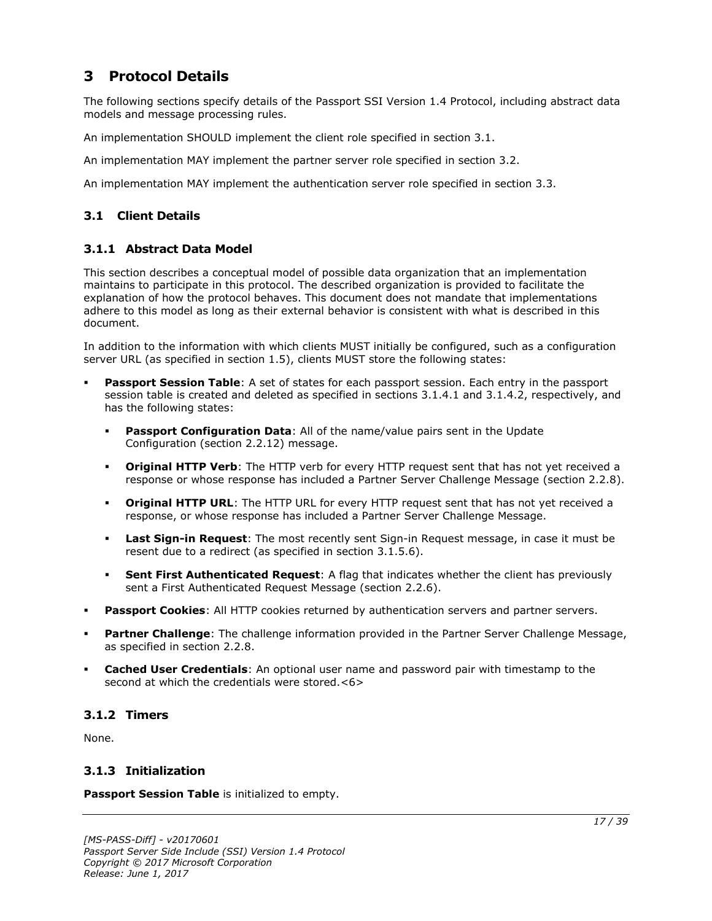# 3 Protocol Details

The following sections specify details of the Passport SSI Version 1.4 Protocol, including abstract data models and message processing rules.

An implementation SHOULD implement the client role specified in section 3.1.

An implementation MAY implement the partner server role specified in section 3.2.

An implementation MAY implement the authentication server role specified in section 3.3.

## 3.1 Client Details

### 3.1.1 Abstract Data Model

This section describes a conceptual model of possible data organization that an implementation maintains to participate in this protocol. The described organization is provided to facilitate the explanation of how the protocol behaves. This document does not mandate that implementations adhere to this model as long as their external behavior is consistent with what is described in this document.

In addition to the information with which clients MUST initially be configured, such as a configuration server URL (as specified in section 1.5), clients MUST store the following states:

- **Passport Session Table**: A set of states for each passport session. Each entry in the passport session table is created and deleted as specified in sections 3.1.4.1 and 3.1.4.2, respectively, and has the following states:
  - **Passport Configuration Data**: All of the name/value pairs sent in the Update Configuration (section 2.2.12) message.
  - **Original HTTP Verb**: The HTTP verb for every HTTP request sent that has not yet received a response or whose response has included a Partner Server Challenge Message (section 2.2.8).
  - **Original HTTP URL**: The HTTP URL for every HTTP request sent that has not yet received a response, or whose response has included a Partner Server Challenge Message.
  - **Last Sign-in Request**: The most recently sent Sign-in Request message, in case it must be resent due to a redirect (as specified in section 3.1.5.6).
  - **Sent First Authenticated Request**: A flag that indicates whether the client has previously sent a First Authenticated Request Message (section 2.2.6).
- **Passport Cookies**: All HTTP cookies returned by authentication servers and partner servers.
- **Partner Challenge**: The challenge information provided in the Partner Server Challenge Message, as specified in section 2.2.8.
- **Cached User Credentials**: An optional user name and password pair with timestamp to the second at which the credentials were stored.<6>

### 3.1.2 Timers

None.

### 3.1.3 Initialization

**Passport Session Table** is initialized to empty.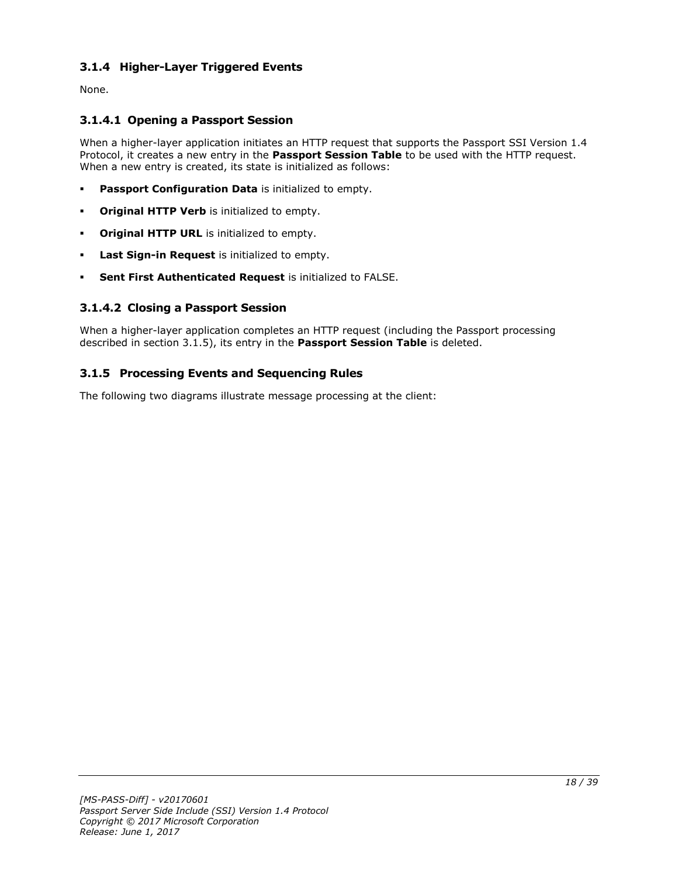### 3.1.4 Higher-Layer Triggered Events

None.

#### 3.1.4.1 Opening a Passport Session

When a higher-layer application initiates an HTTP request that supports the Passport SSI Version 1.4 Protocol, it creates a new entry in the **Passport Session Table** to be used with the HTTP request. When a new entry is created, its state is initialized as follows:

- **Passport Configuration Data** is initialized to empty.
- **Original HTTP Verb** is initialized to empty.
- **Original HTTP URL** is initialized to empty.
- **Last Sign-in Request** is initialized to empty.
- **Sent First Authenticated Request** is initialized to FALSE.

#### 3.1.4.2 Closing a Passport Session

When a higher-layer application completes an HTTP request (including the Passport processing described in section 3.1.5), its entry in the **Passport Session Table** is deleted.

### 3.1.5 Processing Events and Sequencing Rules

The following two diagrams illustrate message processing at the client: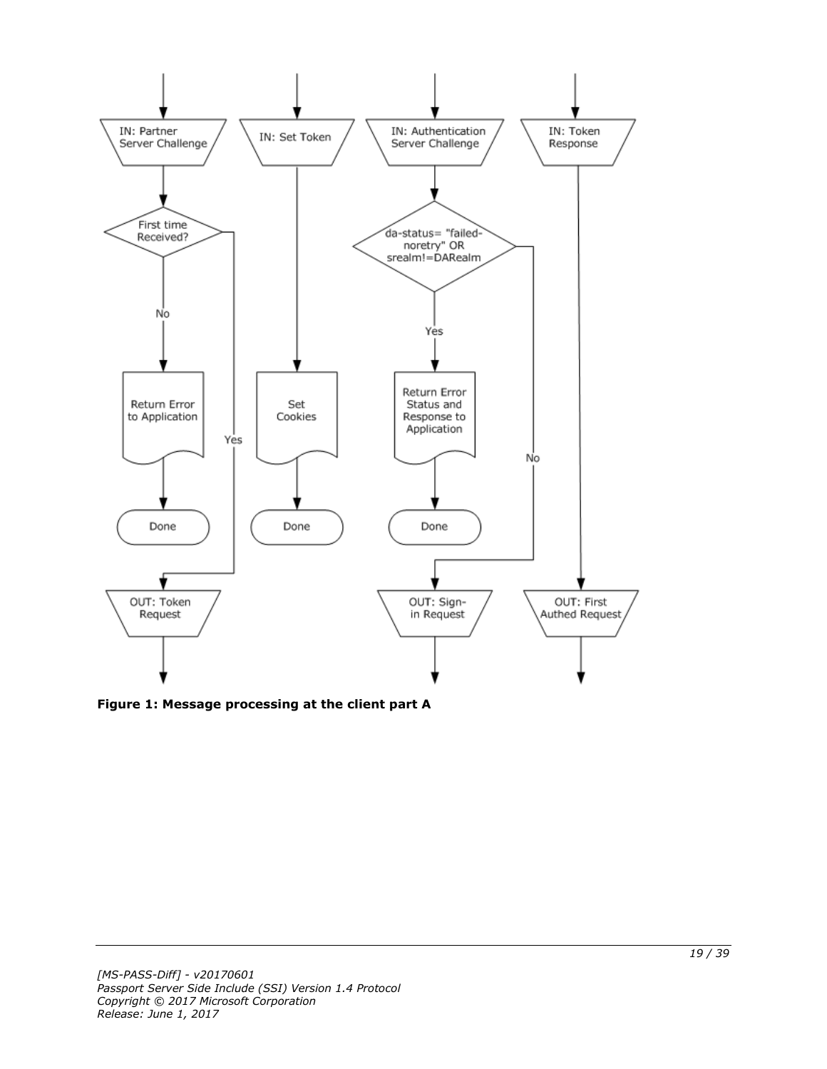**Figure 1: Message processing at the client part A**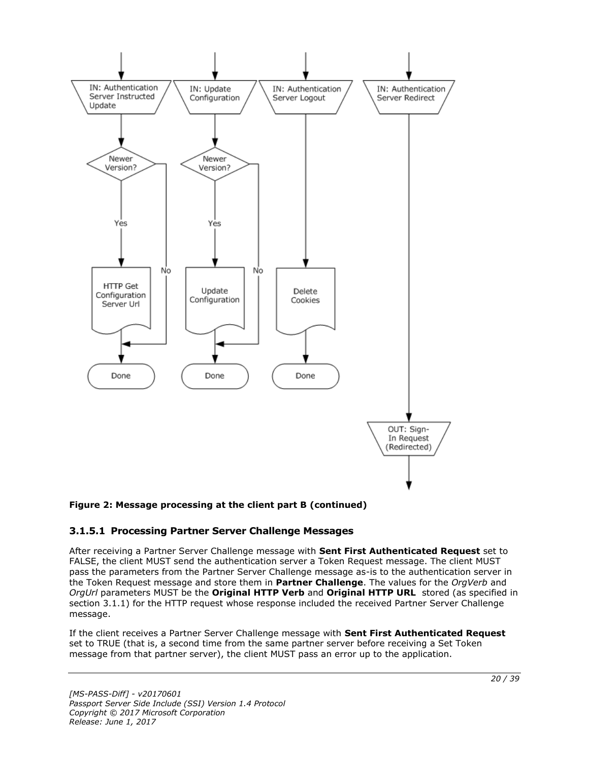**Figure 2: Message processing at the client part B (continued)**

### 3.1.5.1 Processing Partner Server Challenge Messages

After receiving a Partner Server Challenge message with **Sent First Authenticated Request** set to FALSE, the client MUST send the authentication server a Token Request message. The client MUST pass the parameters from the Partner Server Challenge message as-is to the authentication server in the Token Request message and store them in **Partner Challenge**. The values for the *OrgVerb* and *OrgUrl* parameters MUST be the **Original HTTP Verb** and **Original HTTP URL** stored (as specified in section 3.1.1) for the HTTP request whose response included the received Partner Server Challenge message.

If the client receives a Partner Server Challenge message with **Sent First Authenticated Request** set to TRUE (that is, a second time from the same partner server before receiving a Set Token message from that partner server), the client MUST pass an error up to the application.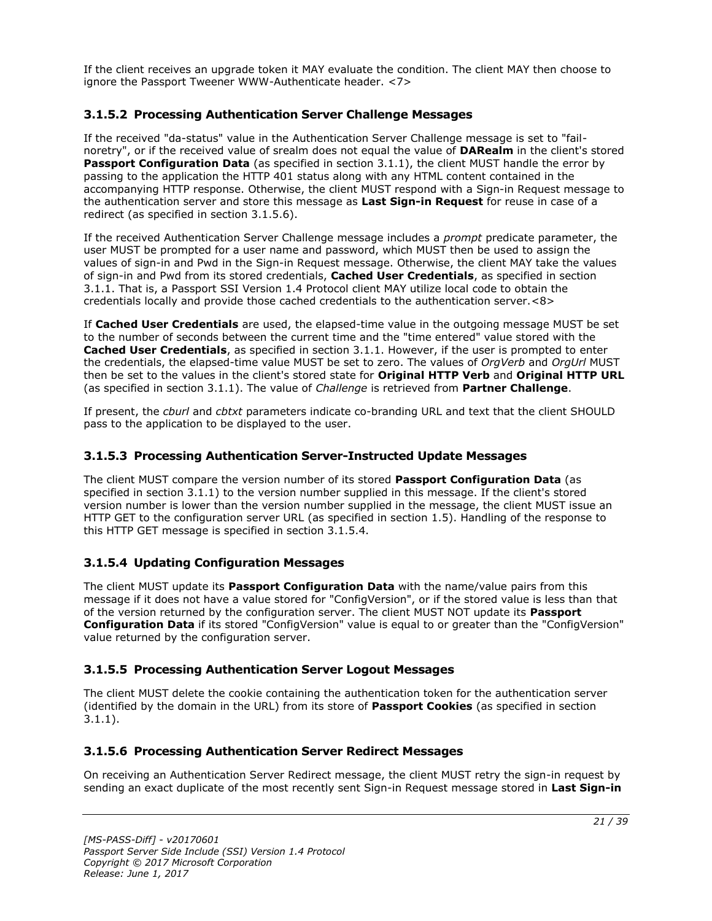If the client receives an upgrade token it MAY evaluate the condition. The client MAY then choose to ignore the Passport Tweener WWW-Authenticate header. <7>

### 3.1.5.2 Processing Authentication Server Challenge Messages

If the received "da-status" value in the Authentication Server Challenge message is set to "fail-noretry", or if the received value of srealm does not equal the value of **DARealm** in the client's stored **Passport Configuration Data** (as specified in section 3.1.1), the client MUST handle the error by passing to the application the HTTP 401 status along with any HTML content contained in the accompanying HTTP response. Otherwise, the client MUST respond with a Sign-in Request message to the authentication server and store this message as **Last Sign-in Request** for reuse in case of a redirect (as specified in section 3.1.5.6).

If the received Authentication Server Challenge message includes a *prompt* predicate parameter, the user MUST be prompted for a user name and password, which MUST then be used to assign the values of sign-in and Pwd in the Sign-in Request message. Otherwise, the client MAY take the values of sign-in and Pwd from its stored credentials, **Cached User Credentials**, as specified in section 3.1.1. That is, a Passport SSI Version 1.4 Protocol client MAY utilize local code to obtain the credentials locally and provide those cached credentials to the authentication server.<8>

If **Cached User Credentials** are used, the elapsed-time value in the outgoing message MUST be set to the number of seconds between the current time and the "time entered" value stored with the **Cached User Credentials**, as specified in section 3.1.1. However, if the user is prompted to enter the credentials, the elapsed-time value MUST be set to zero. The values of *OrgVerb* and *OrgUrl* MUST then be set to the values in the client's stored state for **Original HTTP Verb** and **Original HTTP URL** (as specified in section 3.1.1). The value of *Challenge* is retrieved from **Partner Challenge**.

If present, the *cburl* and *cbtxt* parameters indicate co-branding URL and text that the client SHOULD pass to the application to be displayed to the user.

### 3.1.5.3 Processing Authentication Server-Instructed Update Messages

The client MUST compare the version number of its stored **Passport Configuration Data** (as specified in section 3.1.1) to the version number supplied in this message. If the client's stored version number is lower than the version number supplied in the message, the client MUST issue an HTTP GET to the configuration server URL (as specified in section 1.5). Handling of the response to this HTTP GET message is specified in section 3.1.5.4.

### 3.1.5.4 Updating Configuration Messages

The client MUST update its **Passport Configuration Data** with the name/value pairs from this message if it does not have a value stored for "ConfigVersion", or if the stored value is less than that of the version returned by the configuration server. The client MUST NOT update its **Passport Configuration Data** if its stored "ConfigVersion" value is equal to or greater than the "ConfigVersion" value returned by the configuration server.

### 3.1.5.5 Processing Authentication Server Logout Messages

The client MUST delete the cookie containing the authentication token for the authentication server (identified by the domain in the URL) from its store of **Passport Cookies** (as specified in section 3.1.1).

### 3.1.5.6 Processing Authentication Server Redirect Messages

On receiving an Authentication Server Redirect message, the client MUST retry the sign-in request by sending an exact duplicate of the most recently sent Sign-in Request message stored in **Last Sign-in**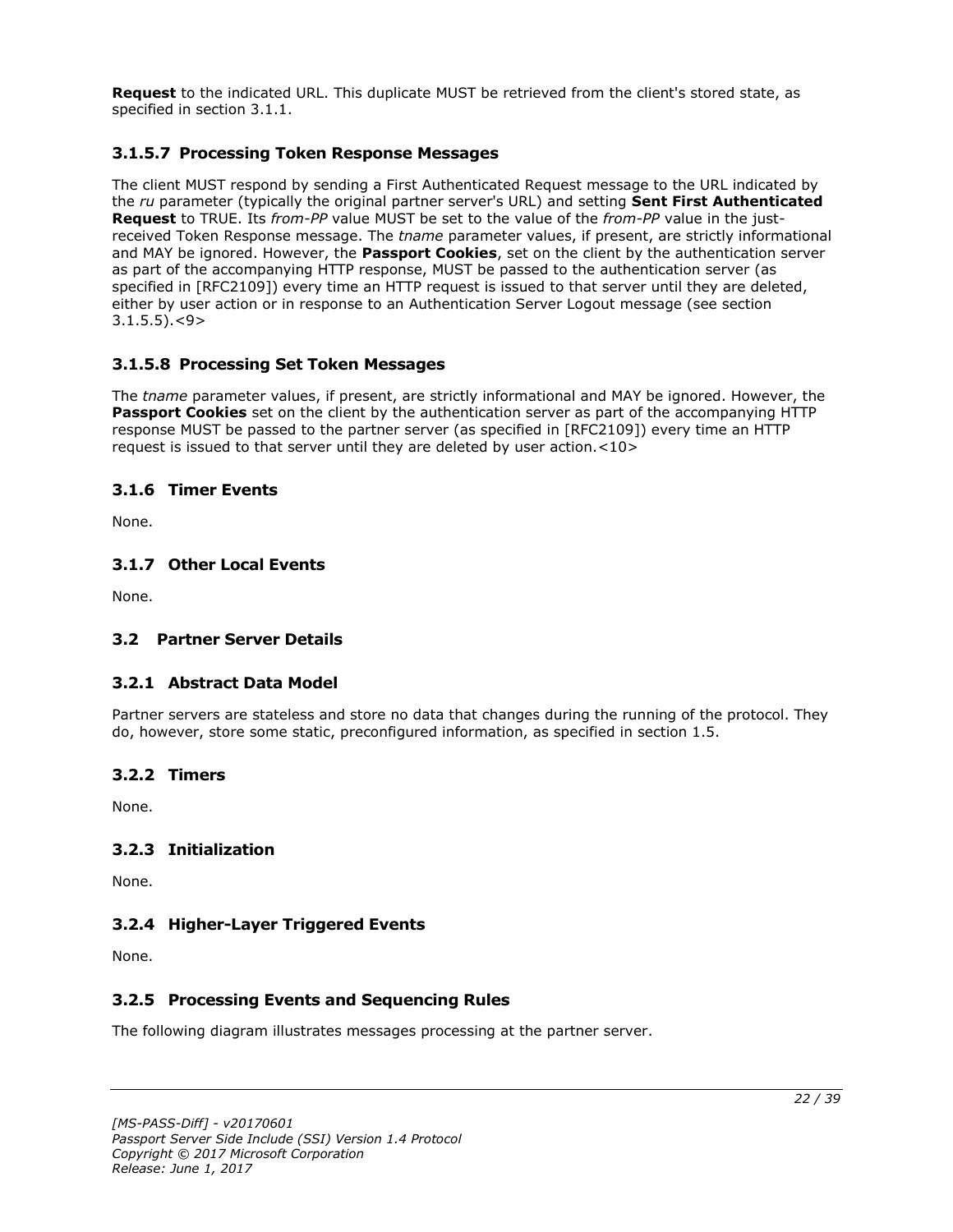**Request** to the indicated URL. This duplicate MUST be retrieved from the client's stored state, as specified in section 3.1.1.

### 3.1.5.7 Processing Token Response Messages

The client MUST respond by sending a First Authenticated Request message to the URL indicated by the *ru* parameter (typically the original partner server's URL) and setting **Sent First Authenticated Request** to TRUE. Its *from-PP* value MUST be set to the value of the *from-PP* value in the just-received Token Response message. The *tname* parameter values, if present, are strictly informational and MAY be ignored. However, the **Passport Cookies**, set on the client by the authentication server as part of the accompanying HTTP response, MUST be passed to the authentication server (as specified in [RFC2109]) every time an HTTP request is issued to that server until they are deleted, either by user action or in response to an Authentication Server Logout message (see section 3.1.5.5).<9>

### 3.1.5.8 Processing Set Token Messages

The *tname* parameter values, if present, are strictly informational and MAY be ignored. However, the **Passport Cookies** set on the client by the authentication server as part of the accompanying HTTP response MUST be passed to the partner server (as specified in [RFC2109]) every time an HTTP request is issued to that server until they are deleted by user action.<10>

### 3.1.6 Timer Events

None.

### 3.1.7 Other Local Events

None.

## 3.2 Partner Server Details

### 3.2.1 Abstract Data Model

Partner servers are stateless and store no data that changes during the running of the protocol. They do, however, store some static, preconfigured information, as specified in section 1.5.

### 3.2.2 Timers

None.

### 3.2.3 Initialization

None.

### 3.2.4 Higher-Layer Triggered Events

None.

### 3.2.5 Processing Events and Sequencing Rules

The following diagram illustrates messages processing at the partner server.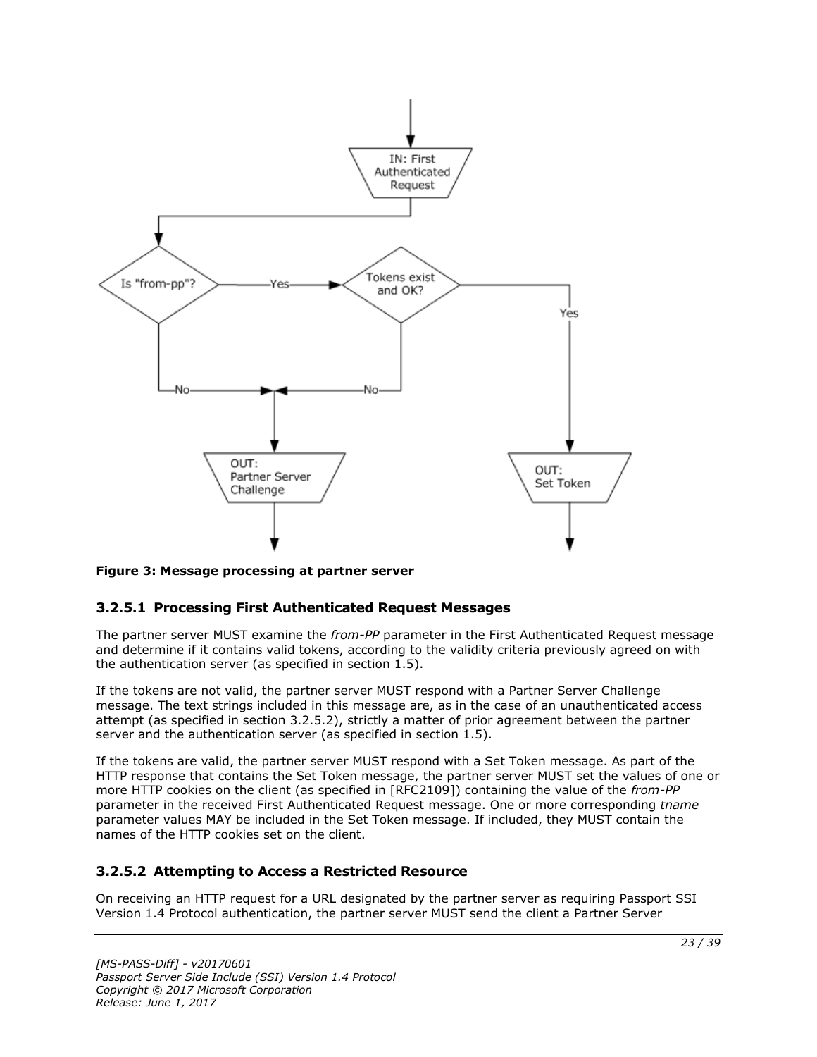**Figure 3: Message processing at partner server**

### 3.2.5.1 Processing First Authenticated Request Messages

The partner server MUST examine the *from-PP* parameter in the First Authenticated Request message and determine if it contains valid tokens, according to the validity criteria previously agreed on with the authentication server (as specified in section 1.5).

If the tokens are not valid, the partner server MUST respond with a Partner Server Challenge message. The text strings included in this message are, as in the case of an unauthenticated access attempt (as specified in section 3.2.5.2), strictly a matter of prior agreement between the partner server and the authentication server (as specified in section 1.5).

If the tokens are valid, the partner server MUST respond with a Set Token message. As part of the HTTP response that contains the Set Token message, the partner server MUST set the values of one or more HTTP cookies on the client (as specified in [RFC2109]) containing the value of the *from-PP* parameter in the received First Authenticated Request message. One or more corresponding *tname* parameter values MAY be included in the Set Token message. If included, they MUST contain the names of the HTTP cookies set on the client.

### 3.2.5.2 Attempting to Access a Restricted Resource

On receiving an HTTP request for a URL designated by the partner server as requiring Passport SSI Version 1.4 Protocol authentication, the partner server MUST send the client a Partner Server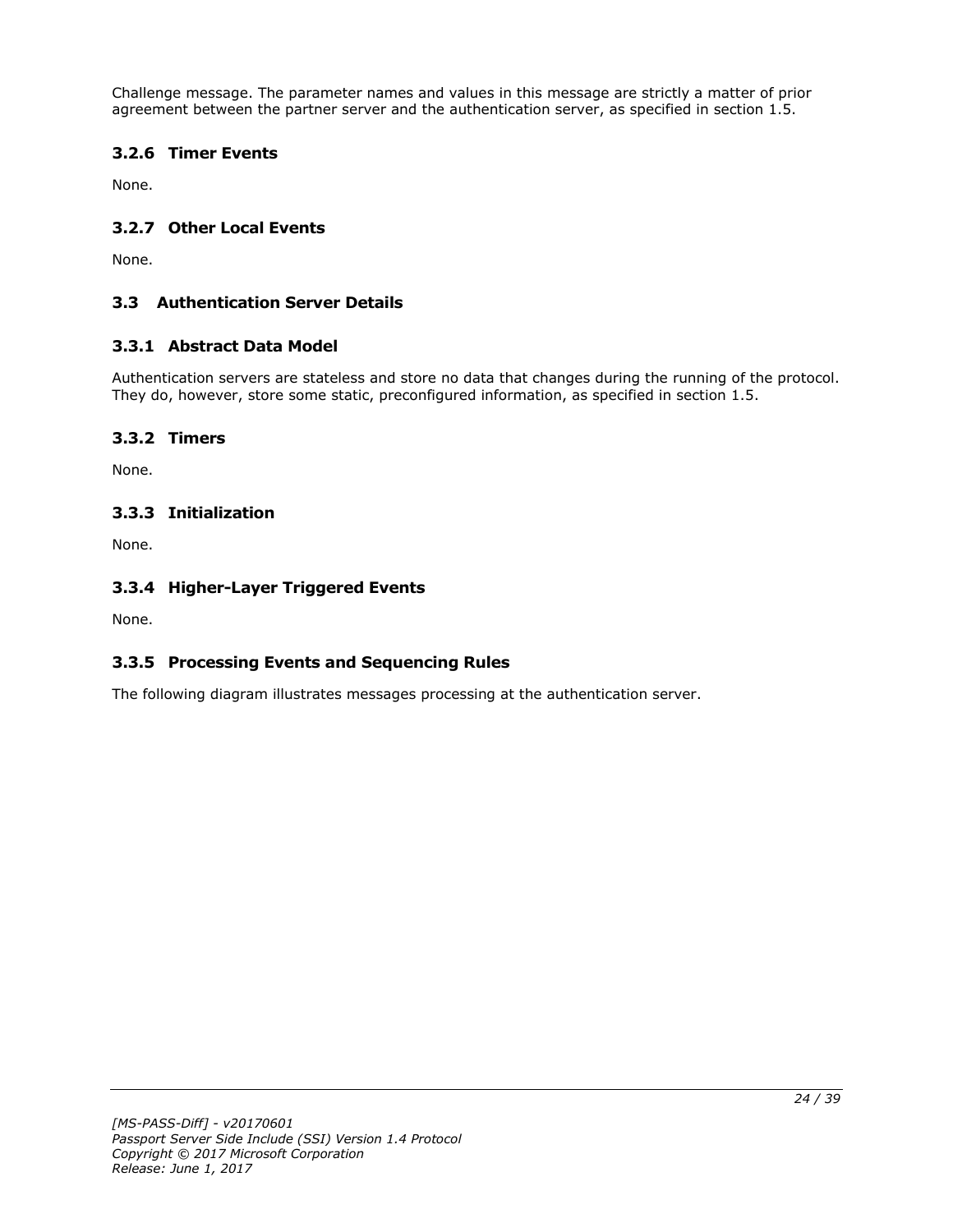Challenge message. The parameter names and values in this message are strictly a matter of prior agreement between the partner server and the authentication server, as specified in section 1.5.

### 3.2.6 Timer Events

None.

### 3.2.7 Other Local Events

None.

## 3.3 Authentication Server Details

### 3.3.1 Abstract Data Model

Authentication servers are stateless and store no data that changes during the running of the protocol. They do, however, store some static, preconfigured information, as specified in section 1.5.

### 3.3.2 Timers

None.

### 3.3.3 Initialization

None.

### 3.3.4 Higher-Layer Triggered Events

None.

### 3.3.5 Processing Events and Sequencing Rules

The following diagram illustrates messages processing at the authentication server.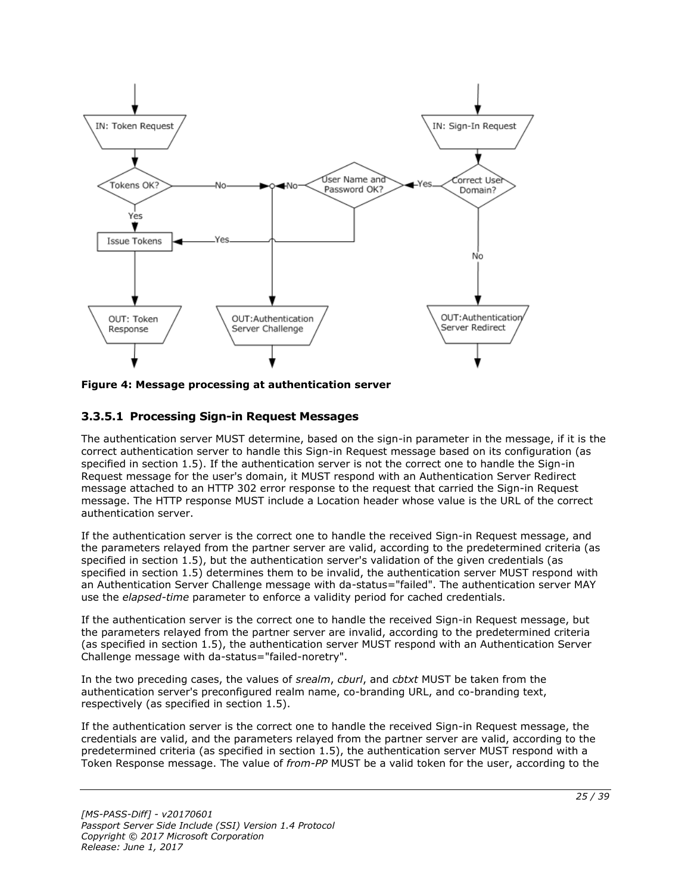**Figure 4: Message processing at authentication server**

### 3.3.5.1 Processing Sign-in Request Messages

The authentication server MUST determine, based on the sign-in parameter in the message, if it is the correct authentication server to handle this Sign-in Request message based on its configuration (as specified in section 1.5). If the authentication server is not the correct one to handle the Sign-in Request message for the user's domain, it MUST respond with an Authentication Server Redirect message attached to an HTTP 302 error response to the request that carried the Sign-in Request message. The HTTP response MUST include a Location header whose value is the URL of the correct authentication server.

If the authentication server is the correct one to handle the received Sign-in Request message, and the parameters relayed from the partner server are valid, according to the predetermined criteria (as specified in section 1.5), but the authentication server's validation of the given credentials (as specified in section 1.5) determines them to be invalid, the authentication server MUST respond with an Authentication Server Challenge message with da-status="failed". The authentication server MAY use the *elapsed-time* parameter to enforce a validity period for cached credentials.

If the authentication server is the correct one to handle the received Sign-in Request message, but the parameters relayed from the partner server are invalid, according to the predetermined criteria (as specified in section 1.5), the authentication server MUST respond with an Authentication Server Challenge message with da-status="failed-noretry".

In the two preceding cases, the values of *srealm*, *cburl*, and *cbtxt* MUST be taken from the authentication server's preconfigured realm name, co-branding URL, and co-branding text, respectively (as specified in section 1.5).

If the authentication server is the correct one to handle the received Sign-in Request message, the credentials are valid, and the parameters relayed from the partner server are valid, according to the predetermined criteria (as specified in section 1.5), the authentication server MUST respond with a Token Response message. The value of *from-PP* MUST be a valid token for the user, according to the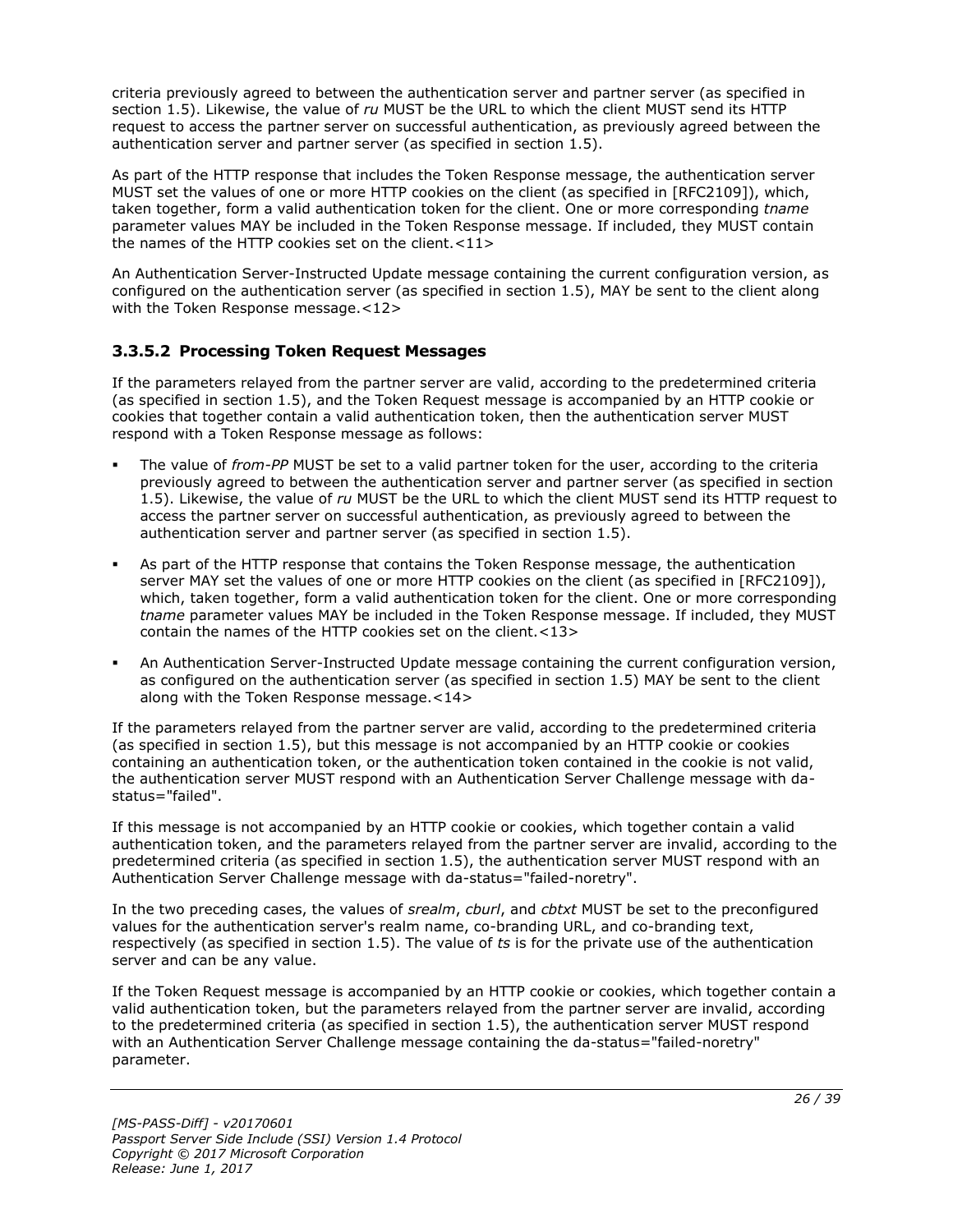criteria previously agreed to between the authentication server and partner server (as specified in section 1.5). Likewise, the value of *ru* MUST be the URL to which the client MUST send its HTTP request to access the partner server on successful authentication, as previously agreed between the authentication server and partner server (as specified in section 1.5).

As part of the HTTP response that includes the Token Response message, the authentication server MUST set the values of one or more HTTP cookies on the client (as specified in [RFC2109]), which, taken together, form a valid authentication token for the client. One or more corresponding *tname* parameter values MAY be included in the Token Response message. If included, they MUST contain the names of the HTTP cookies set on the client.<11>

An Authentication Server-Instructed Update message containing the current configuration version, as configured on the authentication server (as specified in section 1.5), MAY be sent to the client along with the Token Response message.<12>

### 3.3.5.2 Processing Token Request Messages

If the parameters relayed from the partner server are valid, according to the predetermined criteria (as specified in section 1.5), and the Token Request message is accompanied by an HTTP cookie or cookies that together contain a valid authentication token, then the authentication server MUST respond with a Token Response message as follows:

- The value of *from-PP* MUST be set to a valid partner token for the user, according to the criteria previously agreed to between the authentication server and partner server (as specified in section 1.5). Likewise, the value of *ru* MUST be the URL to which the client MUST send its HTTP request to access the partner server on successful authentication, as previously agreed to between the authentication server and partner server (as specified in section 1.5).
- As part of the HTTP response that contains the Token Response message, the authentication server MAY set the values of one or more HTTP cookies on the client (as specified in [RFC2109]), which, taken together, form a valid authentication token for the client. One or more corresponding *tname* parameter values MAY be included in the Token Response message. If included, they MUST contain the names of the HTTP cookies set on the client.<13>
- An Authentication Server-Instructed Update message containing the current configuration version, as configured on the authentication server (as specified in section 1.5) MAY be sent to the client along with the Token Response message.<14>

If the parameters relayed from the partner server are valid, according to the predetermined criteria (as specified in section 1.5), but this message is not accompanied by an HTTP cookie or cookies containing an authentication token, or the authentication token contained in the cookie is not valid, the authentication server MUST respond with an Authentication Server Challenge message with da-status="failed".

If this message is not accompanied by an HTTP cookie or cookies, which together contain a valid authentication token, and the parameters relayed from the partner server are invalid, according to the predetermined criteria (as specified in section 1.5), the authentication server MUST respond with an Authentication Server Challenge message with da-status="failed-noretry".

In the two preceding cases, the values of *srealm*, *cburl*, and *cbtxt* MUST be set to the preconfigured values for the authentication server's realm name, co-branding URL, and co-branding text, respectively (as specified in section 1.5). The value of *ts* is for the private use of the authentication server and can be any value.

If the Token Request message is accompanied by an HTTP cookie or cookies, which together contain a valid authentication token, but the parameters relayed from the partner server are invalid, according to the predetermined criteria (as specified in section 1.5), the authentication server MUST respond with an Authentication Server Challenge message containing the da-status="failed-noretry" parameter.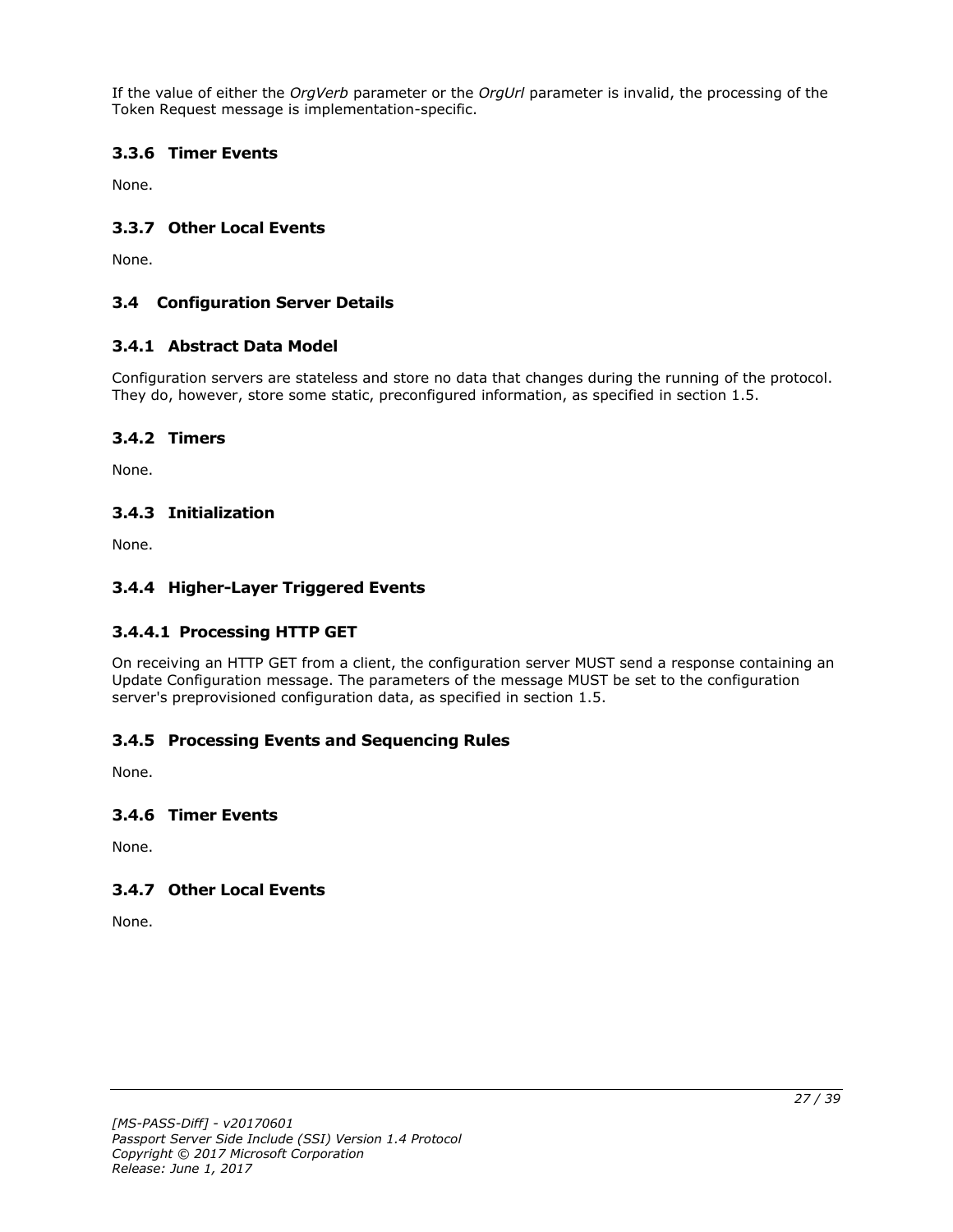If the value of either the *OrgVerb* parameter or the *OrgUrl* parameter is invalid, the processing of the Token Request message is implementation-specific.

### 3.3.6 Timer Events

None.

### 3.3.7 Other Local Events

None.

## 3.4 Configuration Server Details

### 3.4.1 Abstract Data Model

Configuration servers are stateless and store no data that changes during the running of the protocol. They do, however, store some static, preconfigured information, as specified in section 1.5.

### 3.4.2 Timers

None.

### 3.4.3 Initialization

None.

### 3.4.4 Higher-Layer Triggered Events

#### 3.4.4.1 Processing HTTP GET

On receiving an HTTP GET from a client, the configuration server MUST send a response containing an Update Configuration message. The parameters of the message MUST be set to the configuration server's preprovisioned configuration data, as specified in section 1.5.

### 3.4.5 Processing Events and Sequencing Rules

None.

### 3.4.6 Timer Events

None.

### 3.4.7 Other Local Events

None.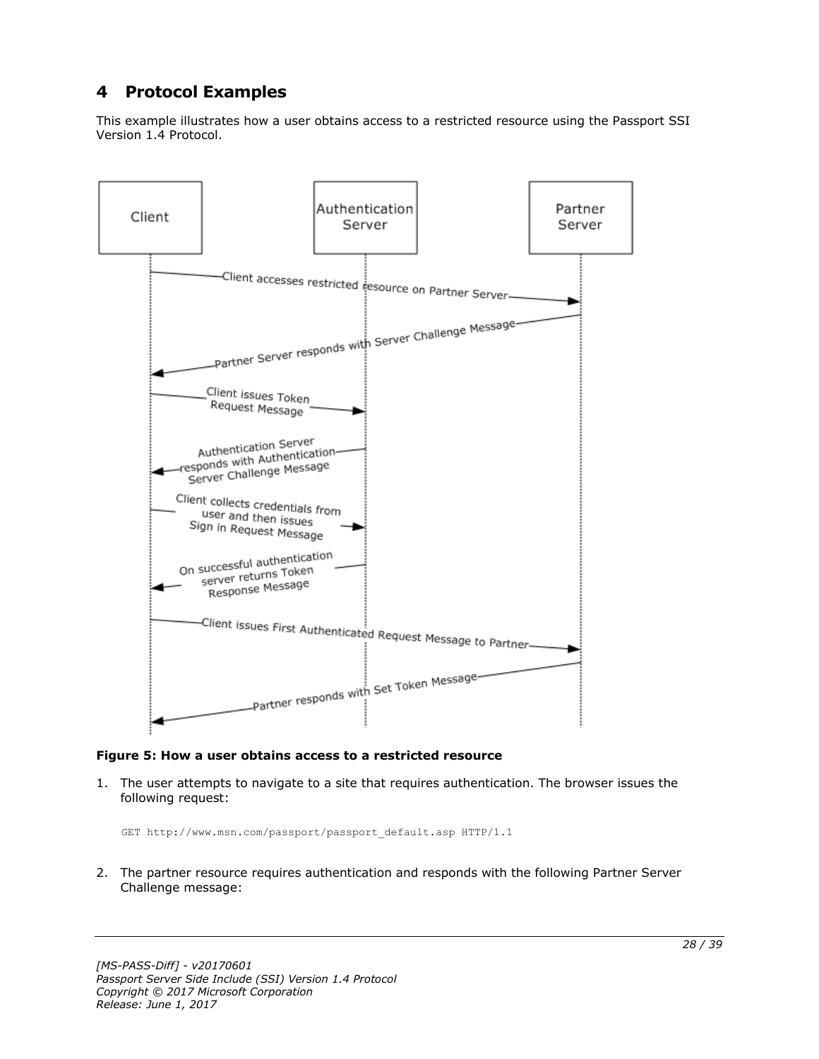# 4 Protocol Examples

This example illustrates how a user obtains access to a restricted resource using the Passport SSI Version 1.4 Protocol.

**Figure 5: How a user obtains access to a restricted resource**

1. The user attempts to navigate to a site that requires authentication. The browser issues the following request:

```
GET http://www.msn.com/passport/passport_default.asp HTTP/1.1
```

2. The partner resource requires authentication and responds with the following Partner Server Challenge message: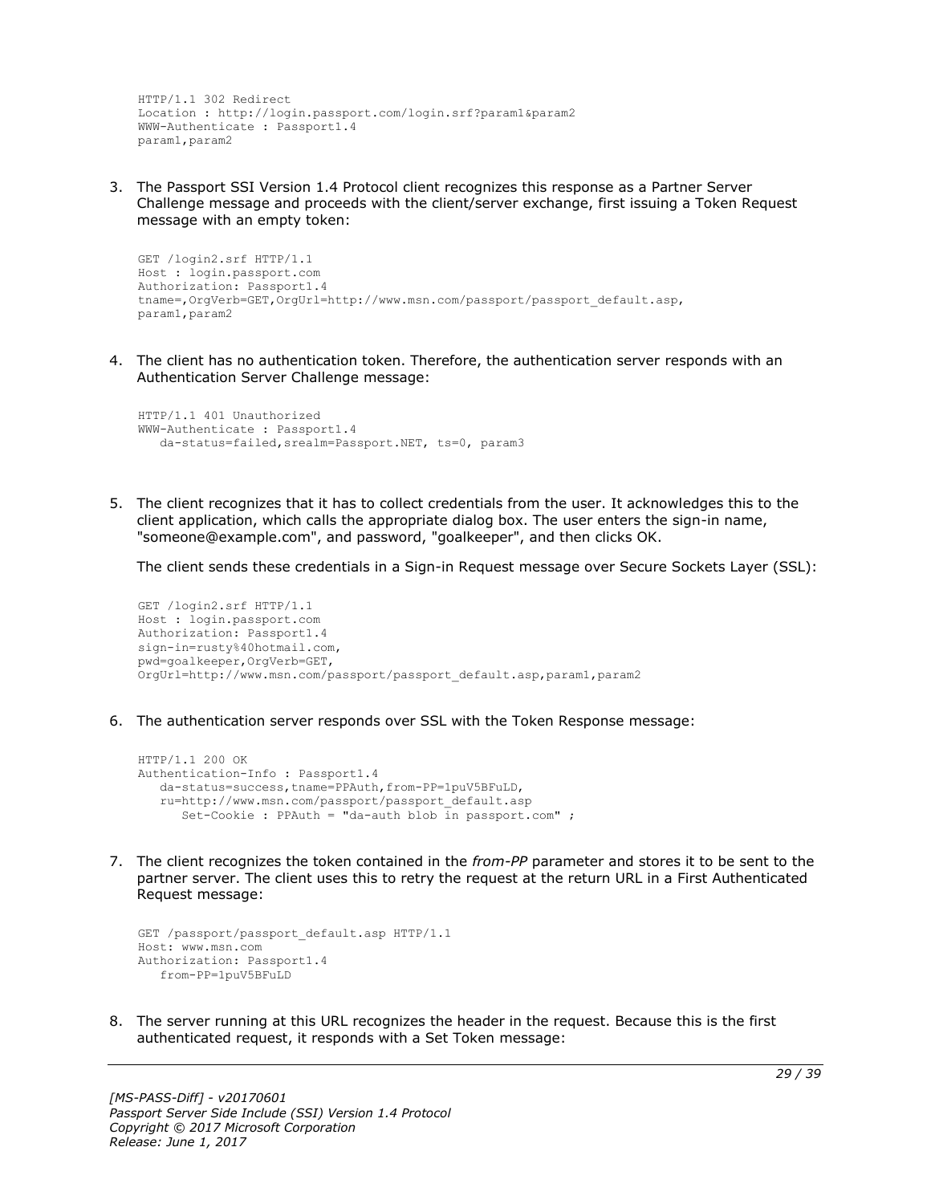```
HTTP/1.1 302 Redirect
Location : http://login.passport.com/login.srf?param1&param2
WWW-Authenticate : Passport1.4
param1,param2
```

3. The Passport SSI Version 1.4 Protocol client recognizes this response as a Partner Server Challenge message and proceeds with the client/server exchange, first issuing a Token Request message with an empty token:

```
GET /login2.srf HTTP/1.1
Host : login.passport.com
Authorization: Passport1.4
tname=,OrgVerb=GET,OrgUrl=http://www.msn.com/passport/passport_default.asp,
param1,param2
```

4. The client has no authentication token. Therefore, the authentication server responds with an Authentication Server Challenge message:

```
HTTP/1.1 401 Unauthorized
WWW-Authenticate : Passport1.4
   da-status=failed,srealm=Passport.NET, ts=0, param3
```

5. The client recognizes that it has to collect credentials from the user. It acknowledges this to the client application, which calls the appropriate dialog box. The user enters the sign-in name, "someone@example.com", and password, "goalkeeper", and then clicks OK.

   The client sends these credentials in a Sign-in Request message over Secure Sockets Layer (SSL):

```
GET /login2.srf HTTP/1.1
Host : login.passport.com
Authorization: Passport1.4
sign-in=rusty%40hotmail.com,
pwd=goalkeeper,OrgVerb=GET,
OrgUrl=http://www.msn.com/passport/passport_default.asp,param1,param2
```

6. The authentication server responds over SSL with the Token Response message:

```
HTTP/1.1 200 OK
Authentication-Info : Passport1.4
   da-status=success,tname=PPAuth,from-PP=1puV5BFuLD,
   ru=http://www.msn.com/passport/passport_default.asp
      Set-Cookie : PPAuth = "da-auth blob in passport.com" ;
```

7. The client recognizes the token contained in the *from-PP* parameter and stores it to be sent to the partner server. The client uses this to retry the request at the return URL in a First Authenticated Request message:

```
GET /passport/passport_default.asp HTTP/1.1
Host: www.msn.com
Authorization: Passport1.4
   from-PP=1puV5BFuLD
```

8. The server running at this URL recognizes the header in the request. Because this is the first authenticated request, it responds with a Set Token message: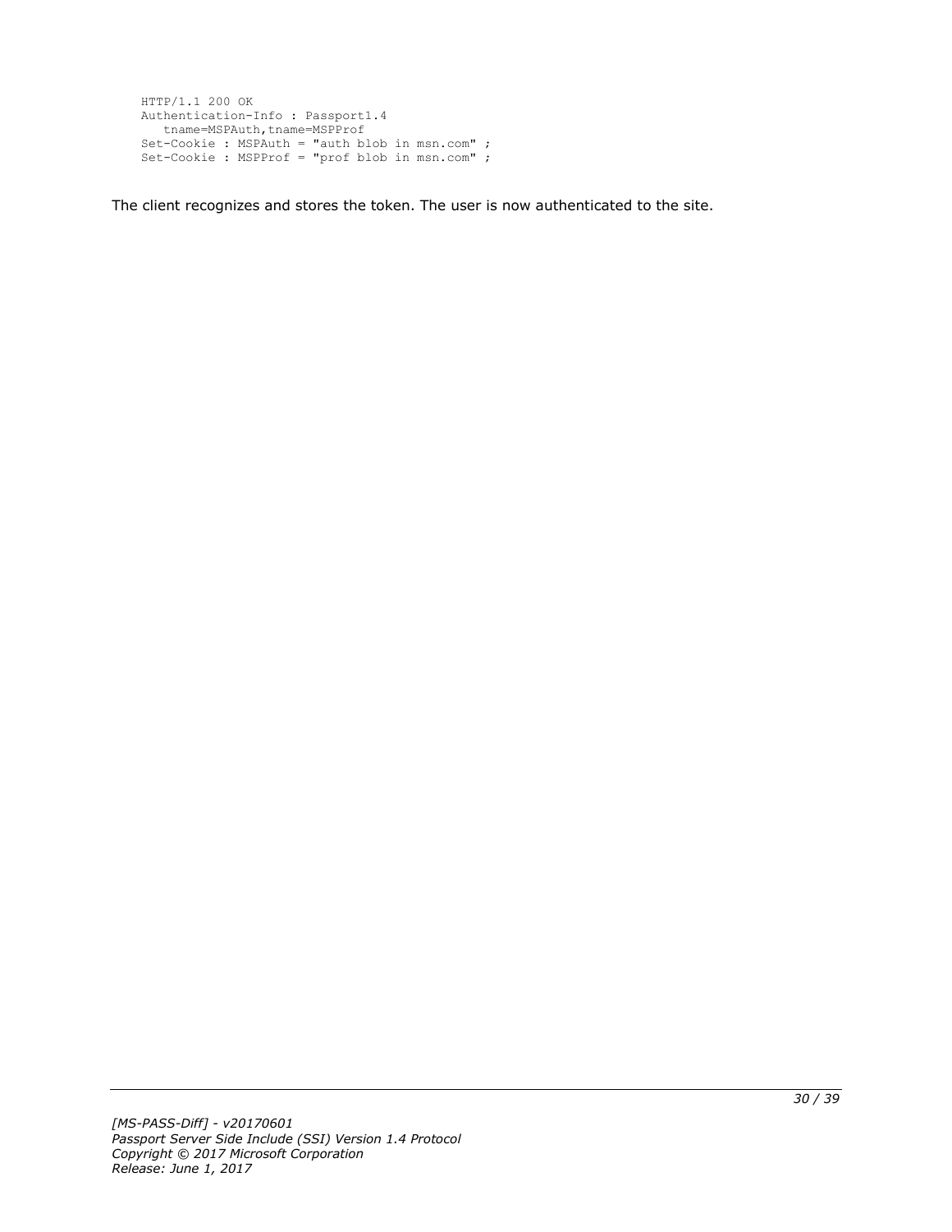```
HTTP/1.1 200 OK
Authentication-Info : Passport1.4
   tname=MSPAuth,tname=MSPProf
Set-Cookie : MSPAuth = "auth blob in msn.com" ;
Set-Cookie : MSPProf = "prof blob in msn.com" ;
```

The client recognizes and stores the token. The user is now authenticated to the site.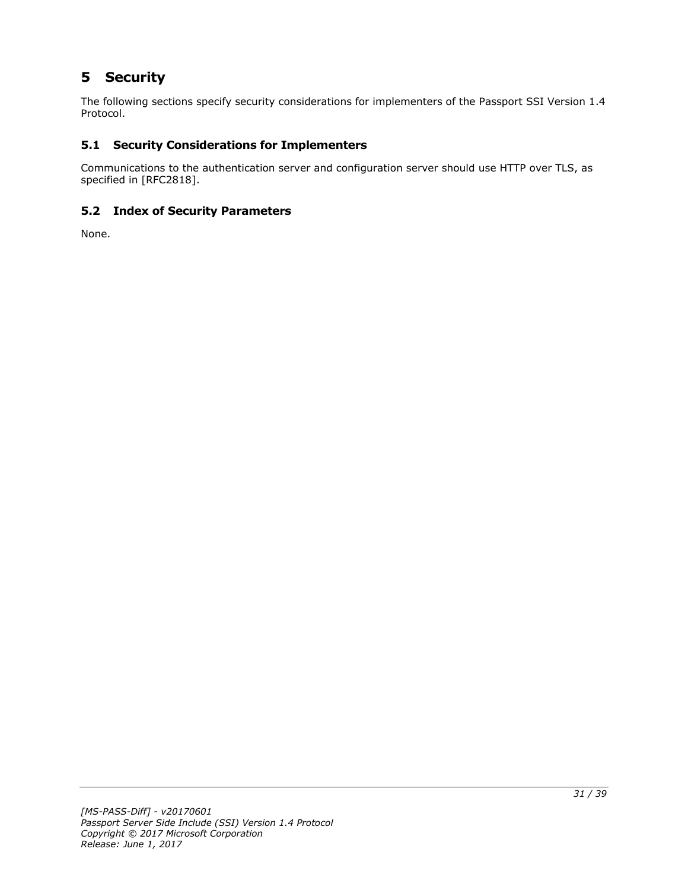# 5 Security

The following sections specify security considerations for implementers of the Passport SSI Version 1.4 Protocol.

## 5.1 Security Considerations for Implementers

Communications to the authentication server and configuration server should use HTTP over TLS, as specified in [RFC2818].

## 5.2 Index of Security Parameters

None.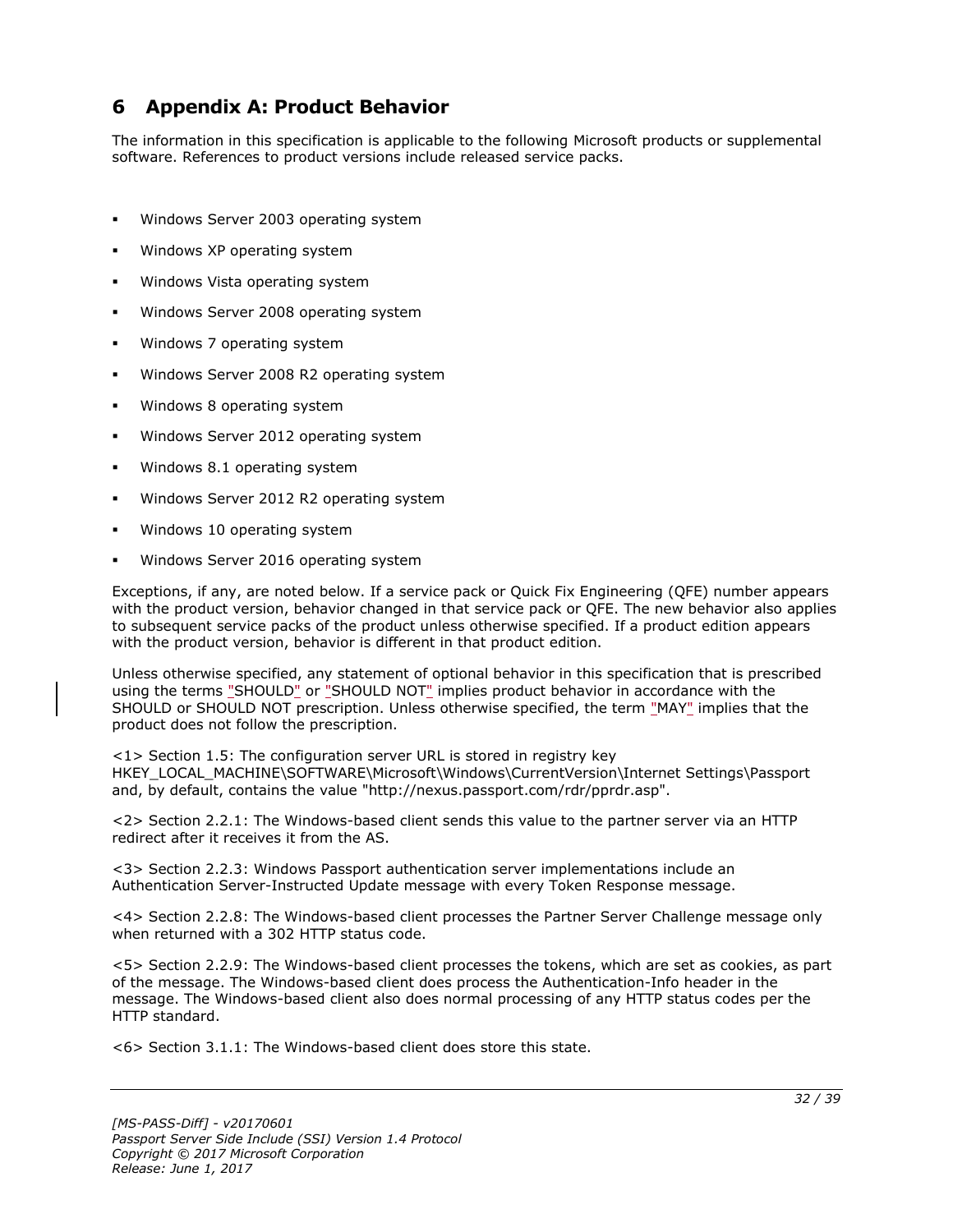# 6 Appendix A: Product Behavior

The information in this specification is applicable to the following Microsoft products or supplemental software. References to product versions include released service packs.

- Windows Server 2003 operating system
- Windows XP operating system
- Windows Vista operating system
- Windows Server 2008 operating system
- Windows 7 operating system
- Windows Server 2008 R2 operating system
- Windows 8 operating system
- Windows Server 2012 operating system
- Windows 8.1 operating system
- Windows Server 2012 R2 operating system
- Windows 10 operating system
- Windows Server 2016 operating system

Exceptions, if any, are noted below. If a service pack or Quick Fix Engineering (QFE) number appears with the product version, behavior changed in that service pack or QFE. The new behavior also applies to subsequent service packs of the product unless otherwise specified. If a product edition appears with the product version, behavior is different in that product edition.

Unless otherwise specified, any statement of optional behavior in this specification that is prescribed using the terms "SHOULD" or "SHOULD NOT" implies product behavior in accordance with the SHOULD or SHOULD NOT prescription. Unless otherwise specified, the term "MAY" implies that the product does not follow the prescription.

<1> Section 1.5: The configuration server URL is stored in registry key HKEY_LOCAL_MACHINE\SOFTWARE\Microsoft\Windows\CurrentVersion\Internet Settings\Passport and, by default, contains the value "http://nexus.passport.com/rdr/pprdr.asp".

<2> Section 2.2.1: The Windows-based client sends this value to the partner server via an HTTP redirect after it receives it from the AS.

<3> Section 2.2.3: Windows Passport authentication server implementations include an Authentication Server-Instructed Update message with every Token Response message.

<4> Section 2.2.8: The Windows-based client processes the Partner Server Challenge message only when returned with a 302 HTTP status code.

<5> Section 2.2.9: The Windows-based client processes the tokens, which are set as cookies, as part of the message. The Windows-based client does process the Authentication-Info header in the message. The Windows-based client also does normal processing of any HTTP status codes per the HTTP standard.

<6> Section 3.1.1: The Windows-based client does store this state.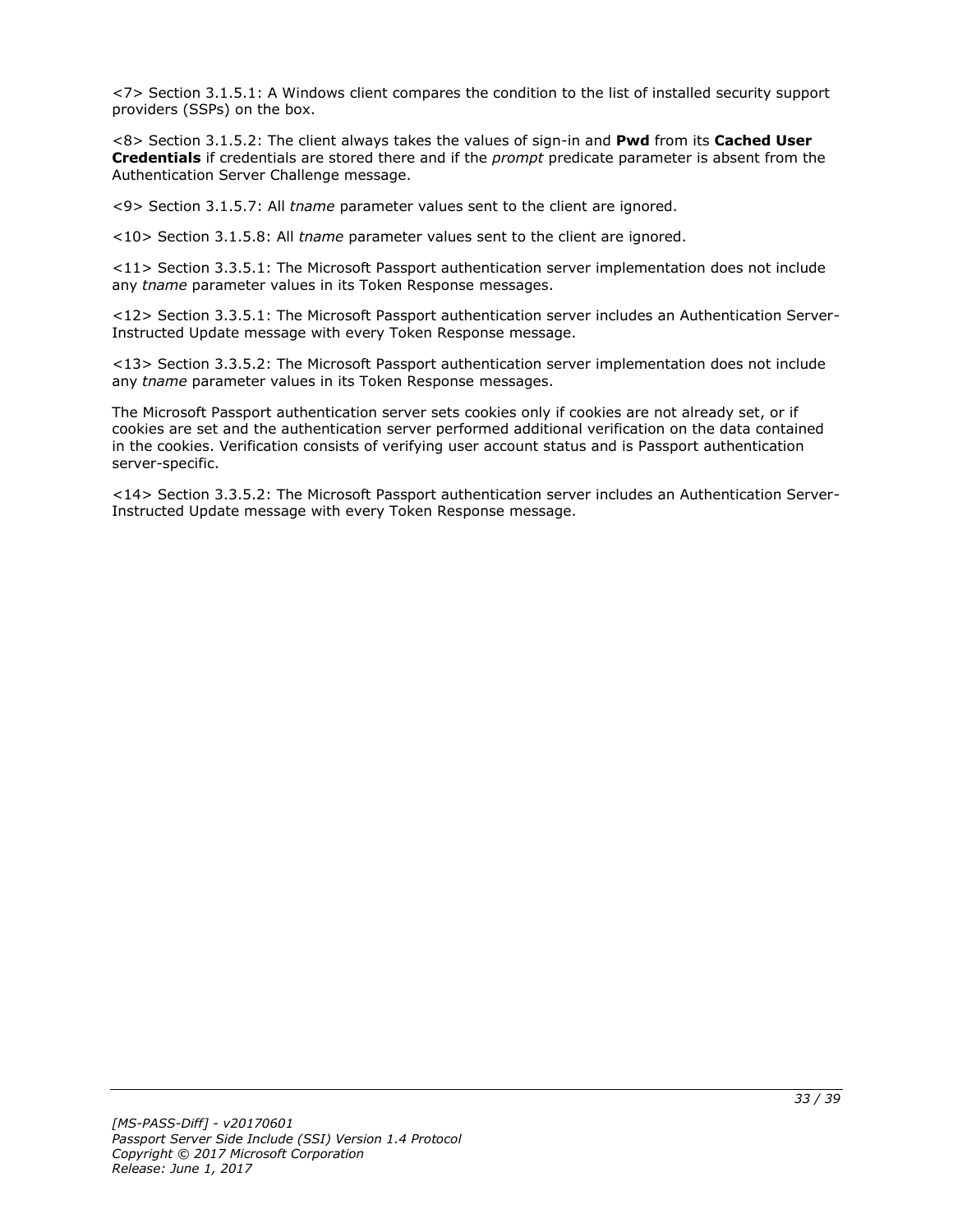<7> Section 3.1.5.1: A Windows client compares the condition to the list of installed security support providers (SSPs) on the box.

<8> Section 3.1.5.2: The client always takes the values of sign-in and **Pwd** from its **Cached User Credentials** if credentials are stored there and if the *prompt* predicate parameter is absent from the Authentication Server Challenge message.

<9> Section 3.1.5.7: All *tname* parameter values sent to the client are ignored.

<10> Section 3.1.5.8: All *tname* parameter values sent to the client are ignored.

<11> Section 3.3.5.1: The Microsoft Passport authentication server implementation does not include any *tname* parameter values in its Token Response messages.

<12> Section 3.3.5.1: The Microsoft Passport authentication server includes an Authentication Server-Instructed Update message with every Token Response message.

<13> Section 3.3.5.2: The Microsoft Passport authentication server implementation does not include any *tname* parameter values in its Token Response messages.

The Microsoft Passport authentication server sets cookies only if cookies are not already set, or if cookies are set and the authentication server performed additional verification on the data contained in the cookies. Verification consists of verifying user account status and is Passport authentication server-specific.

<14> Section 3.3.5.2: The Microsoft Passport authentication server includes an Authentication Server-Instructed Update message with every Token Response message.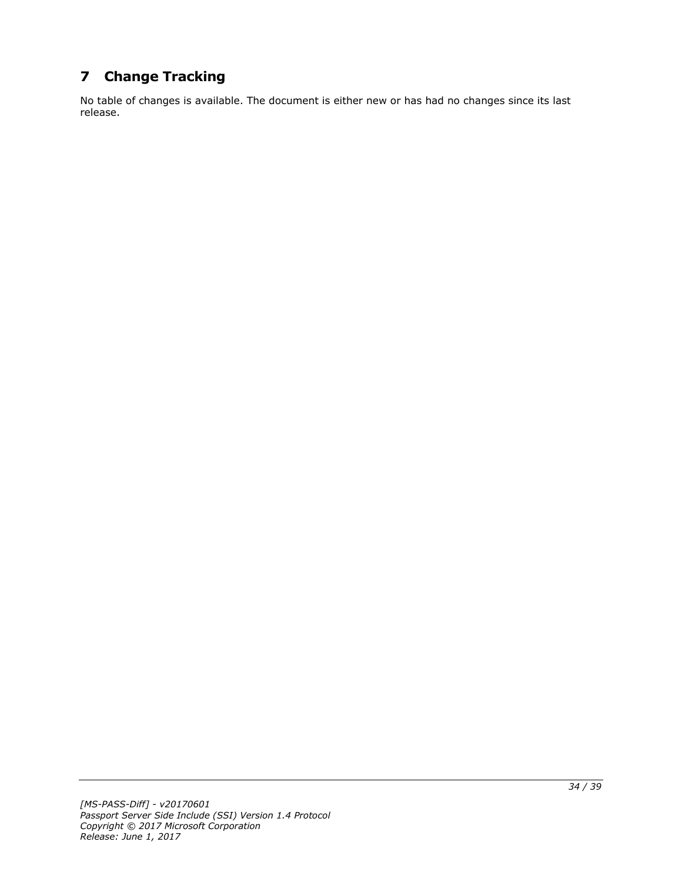# 7 Change Tracking

No table of changes is available. The document is either new or has had no changes since its last release.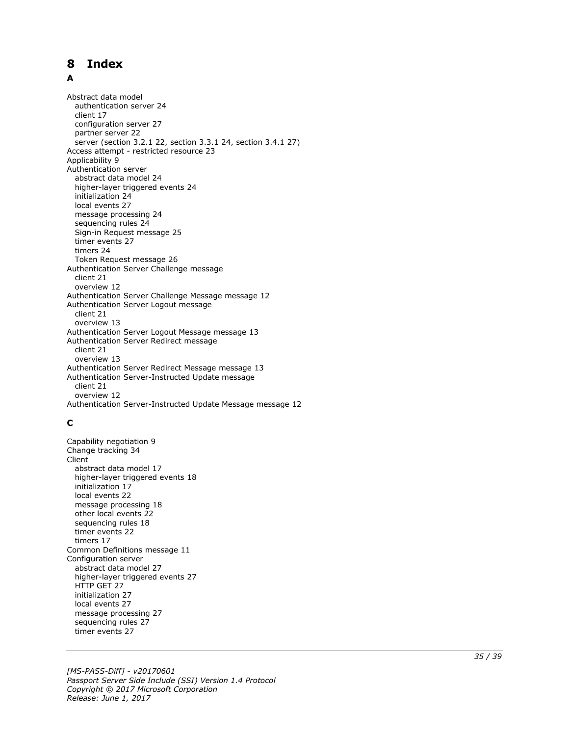# 8 Index

## A

Abstract data model
  authentication server 24
  client 17
  configuration server 27
  partner server 22
  server (section 3.2.1 22, section 3.3.1 24, section 3.4.1 27)
Access attempt - restricted resource 23
Applicability 9
Authentication server
  abstract data model 24
  higher-layer triggered events 24
  initialization 24
  local events 27
  message processing 24
  sequencing rules 24
  Sign-in Request message 25
  timer events 27
  timers 24
  Token Request message 26
Authentication Server Challenge message
  client 21
  overview 12
Authentication Server Challenge Message message 12
Authentication Server Logout message
  client 21
  overview 13
Authentication Server Logout Message message 13
Authentication Server Redirect message
  client 21
  overview 13
Authentication Server Redirect Message message 13
Authentication Server-Instructed Update message
  client 21
  overview 12
Authentication Server-Instructed Update Message message 12

## C

Capability negotiation 9
Change tracking 34
Client
  abstract data model 17
  higher-layer triggered events 18
  initialization 17
  local events 22
  message processing 18
  other local events 22
  sequencing rules 18
  timer events 22
  timers 17
Common Definitions message 11
Configuration server
  abstract data model 27
  higher-layer triggered events 27
  HTTP GET 27
  initialization 27
  local events 27
  message processing 27
  sequencing rules 27
  timer events 27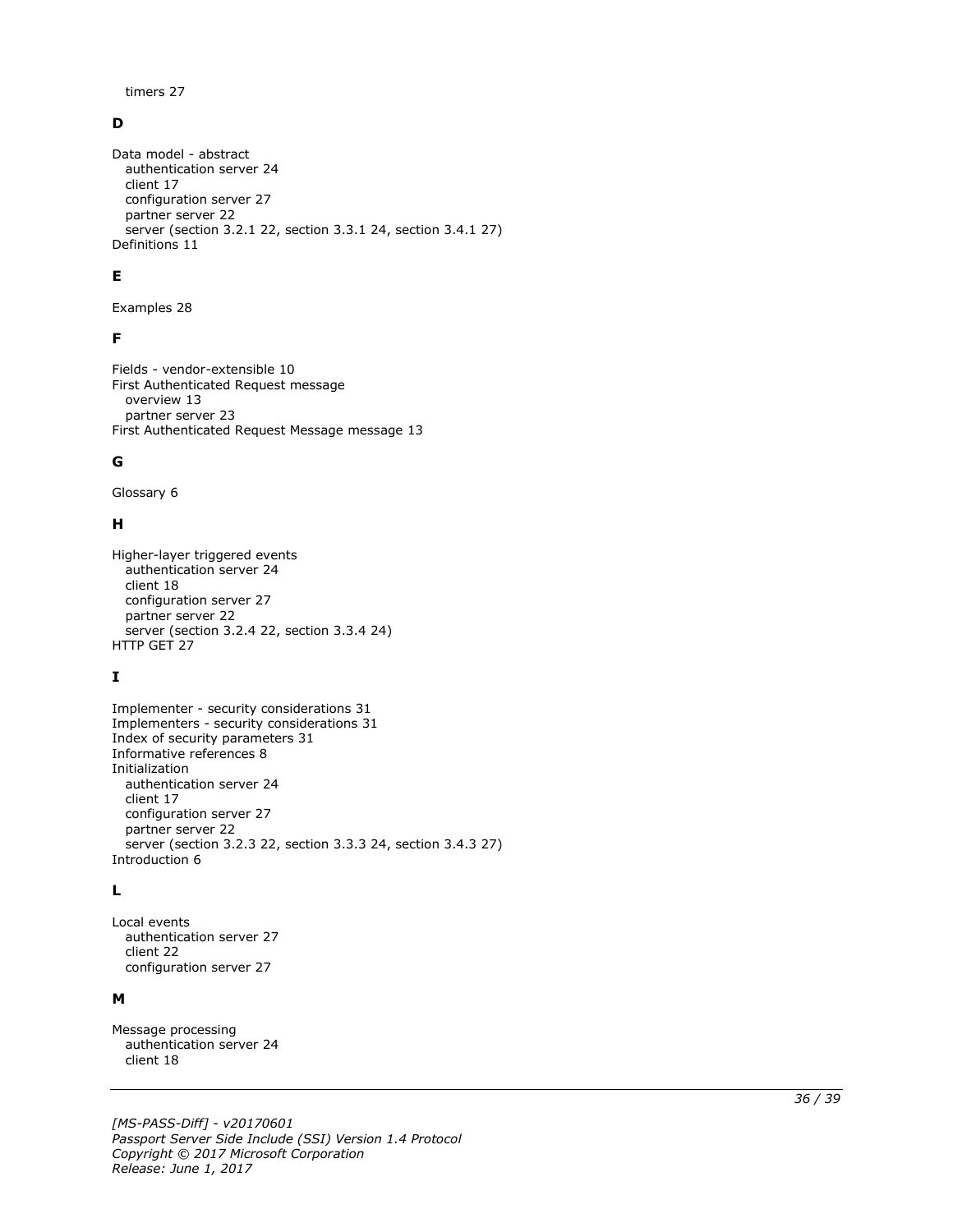timers 27

**D**

Data model - abstract
  authentication server 24
  client 17
  configuration server 27
  partner server 22
  server (section 3.2.1 22, section 3.3.1 24, section 3.4.1 27)
Definitions 11

**E**

Examples 28

**F**

Fields - vendor-extensible 10
First Authenticated Request message
  overview 13
  partner server 23
First Authenticated Request Message message 13

**G**

Glossary 6

**H**

Higher-layer triggered events
  authentication server 24
  client 18
  configuration server 27
  partner server 22
  server (section 3.2.4 22, section 3.3.4 24)
HTTP GET 27

**I**

Implementer - security considerations 31
Implementers - security considerations 31
Index of security parameters 31
Informative references 8
Initialization
  authentication server 24
  client 17
  configuration server 27
  partner server 22
  server (section 3.2.3 22, section 3.3.3 24, section 3.4.3 27)
Introduction 6

**L**

Local events
  authentication server 27
  client 22
  configuration server 27

**M**

Message processing
  authentication server 24
  client 18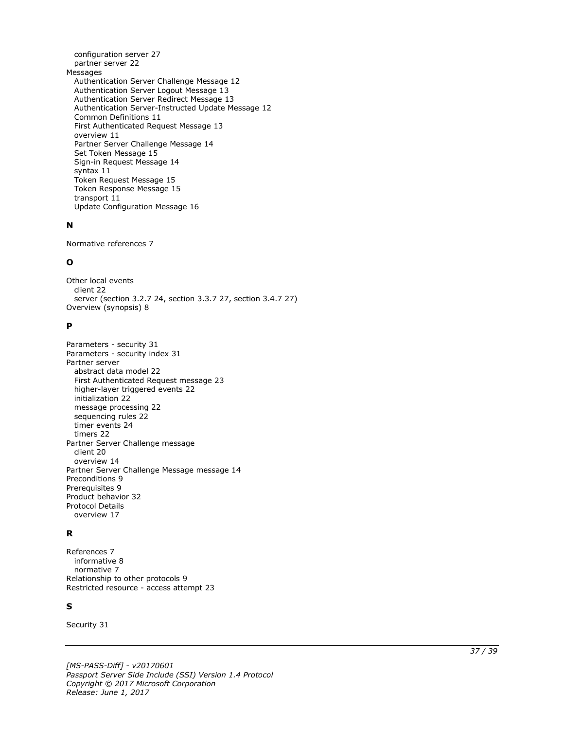configuration server 27
partner server 22

Messages
- Authentication Server Challenge Message 12
- Authentication Server Logout Message 13
- Authentication Server Redirect Message 13
- Authentication Server-Instructed Update Message 12
- Common Definitions 11
- First Authenticated Request Message 13
- overview 11
- Partner Server Challenge Message 14
- Set Token Message 15
- Sign-in Request Message 14
- syntax 11
- Token Request Message 15
- Token Response Message 15
- transport 11
- Update Configuration Message 16

## N

Normative references 7

## O

Other local events
- client 22
- server (section 3.2.7 24, section 3.3.7 27, section 3.4.7 27)

Overview (synopsis) 8

## P

Parameters - security 31
Parameters - security index 31
Partner server
- abstract data model 22
- First Authenticated Request message 23
- higher-layer triggered events 22
- initialization 22
- message processing 22
- sequencing rules 22
- timer events 24
- timers 22

Partner Server Challenge message
- client 20
- overview 14

Partner Server Challenge Message message 14
Preconditions 9
Prerequisites 9
Product behavior 32
Protocol Details
- overview 17

## R

References 7
- informative 8
- normative 7

Relationship to other protocols 9
Restricted resource - access attempt 23

## S

Security 31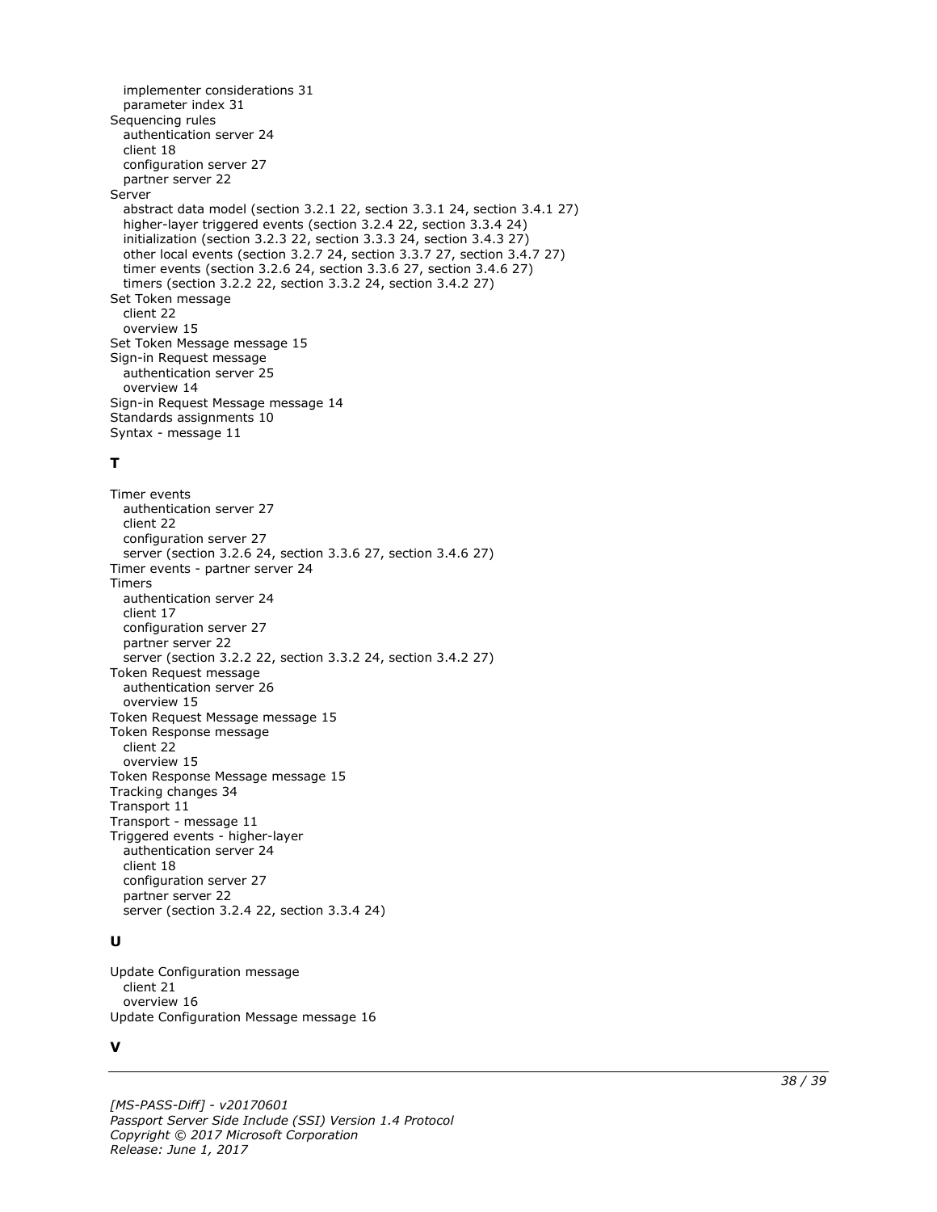implementer considerations 31
  parameter index 31
Sequencing rules
  authentication server 24
  client 18
  configuration server 27
  partner server 22
Server
  abstract data model (section 3.2.1 22, section 3.3.1 24, section 3.4.1 27)
  higher-layer triggered events (section 3.2.4 22, section 3.3.4 24)
  initialization (section 3.2.3 22, section 3.3.3 24, section 3.4.3 27)
  other local events (section 3.2.7 24, section 3.3.7 27, section 3.4.7 27)
  timer events (section 3.2.6 24, section 3.3.6 27, section 3.4.6 27)
  timers (section 3.2.2 22, section 3.3.2 24, section 3.4.2 27)
Set Token message
  client 22
  overview 15
Set Token Message message 15
Sign-in Request message
  authentication server 25
  overview 14
Sign-in Request Message message 14
Standards assignments 10
Syntax - message 11

**T**

Timer events
  authentication server 27
  client 22
  configuration server 27
  server (section 3.2.6 24, section 3.3.6 27, section 3.4.6 27)
Timer events - partner server 24
Timers
  authentication server 24
  client 17
  configuration server 27
  partner server 22
  server (section 3.2.2 22, section 3.3.2 24, section 3.4.2 27)
Token Request message
  authentication server 26
  overview 15
Token Request Message message 15
Token Response message
  client 22
  overview 15
Token Response Message message 15
Tracking changes 34
Transport 11
Transport - message 11
Triggered events - higher-layer
  authentication server 24
  client 18
  configuration server 27
  partner server 22
  server (section 3.2.4 22, section 3.3.4 24)

**U**

Update Configuration message
  client 21
  overview 16
Update Configuration Message message 16

**V**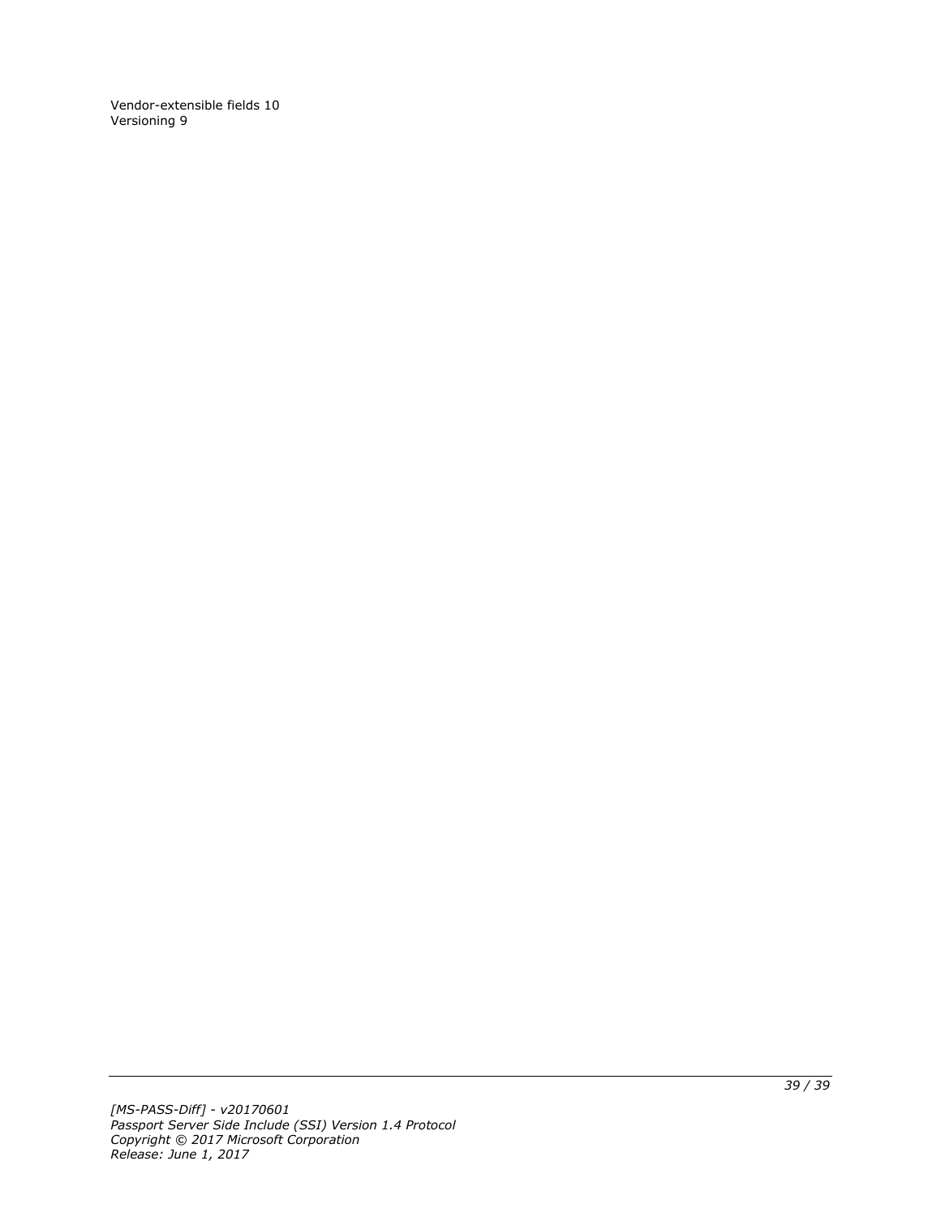Vendor-extensible fields 10
Versioning 9